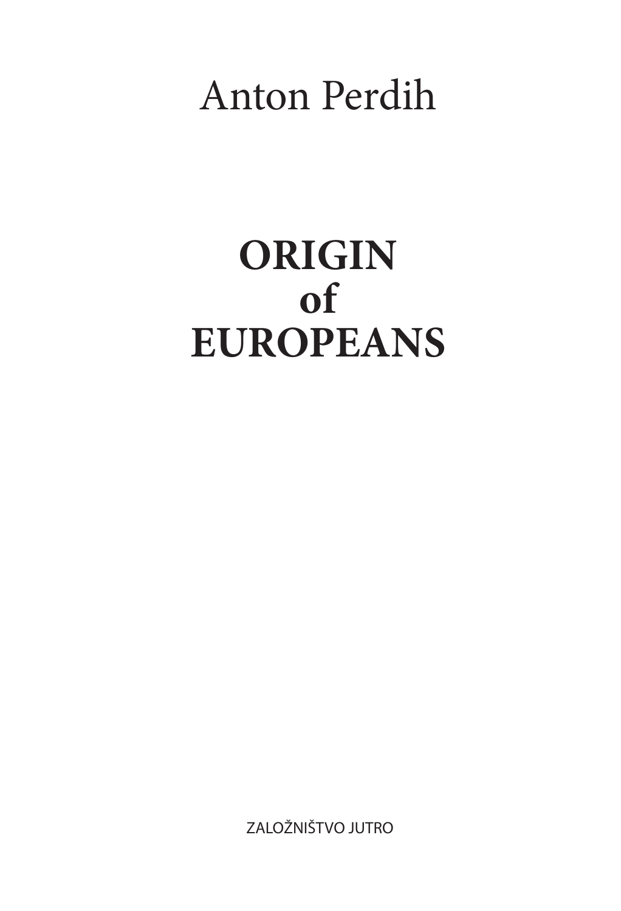Anton Perdih

# ORIGIN of EUROPEANS

ZALOŽNIŠTVO JUTRO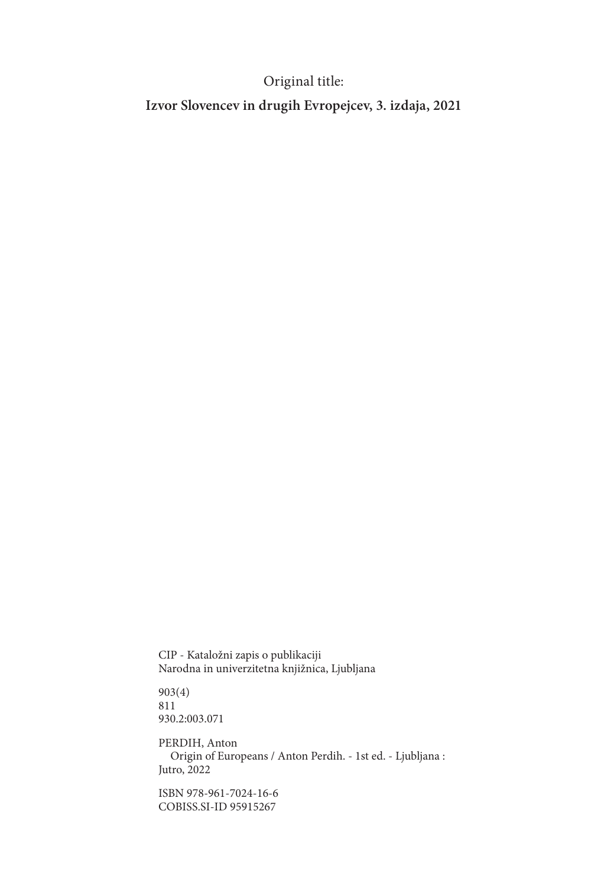Original title:

**Izvor Slovencev in drugih Evropejcev, 3. izdaja, 2021**

CIP - Kataložni zapis o publikaciji
Narodna in univerzitetna knjižnica, Ljubljana

903(4)
811
930.2:003.071

PERDIH, Anton
Origin of Europeans / Anton Perdih. - 1st ed. - Ljubljana : Jutro, 2022

ISBN 978-961-7024-16-6
COBISS.SI-ID 95915267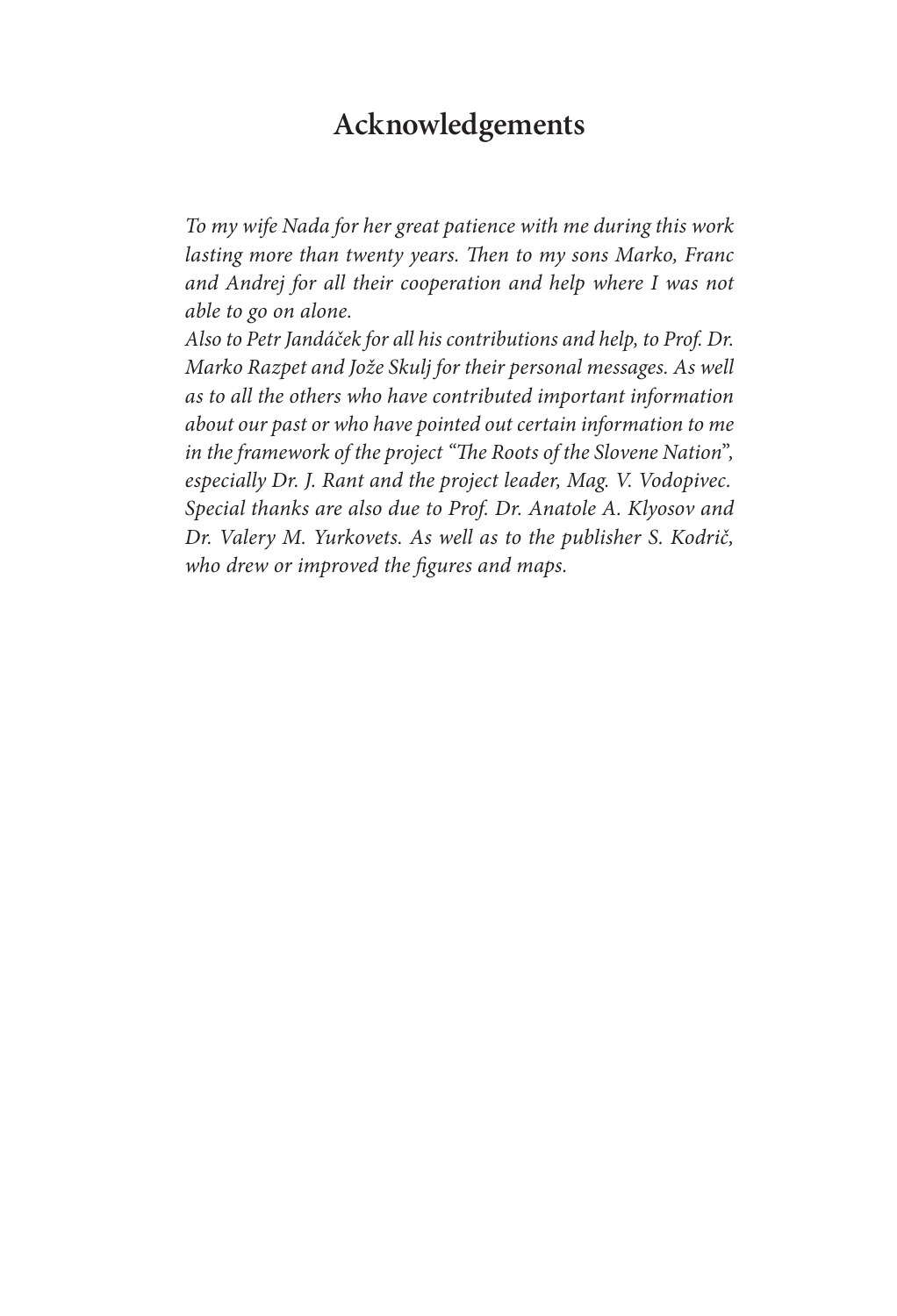# Acknowledgements

*To my wife Nada for her great patience with me during this work lasting more than twenty years. Then to my sons Marko, Franc and Andrej for all their cooperation and help where I was not able to go on alone.*

*Also to Petr Jandáček for all his contributions and help, to Prof. Dr. Marko Razpet and Jože Skulj for their personal messages. As well as to all the others who have contributed important information about our past or who have pointed out certain information to me in the framework of the project "The Roots of the Slovene Nation", especially Dr. J. Rant and the project leader, Mag. V. Vodopivec. Special thanks are also due to Prof. Dr. Anatole A. Klyosov and Dr. Valery M. Yurkovets. As well as to the publisher S. Kodrič, who drew or improved the figures and maps.*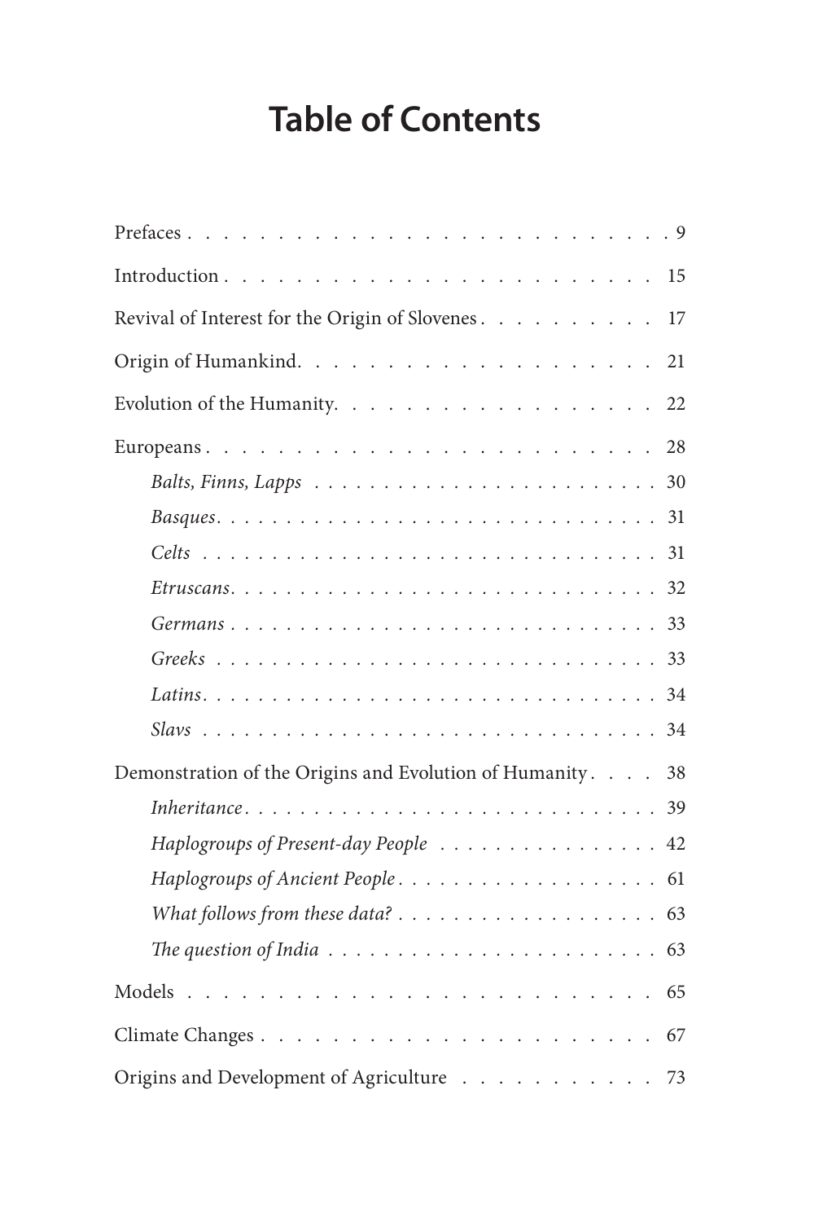# Table of Contents

Prefaces . . . . . . . . . . . . . . . . . . . . . . . . . . . 9

Introduction . . . . . . . . . . . . . . . . . . . . . . . . . 15

Revival of Interest for the Origin of Slovenes . . . . . . . . . . 17

Origin of Humankind. . . . . . . . . . . . . . . . . . . . . 21

Evolution of the Humanity. . . . . . . . . . . . . . . . . . . 22

Europeans . . . . . . . . . . . . . . . . . . . . . . . . . . 28

*Balts, Finns, Lapps* . . . . . . . . . . . . . . . . . . . . . . 30

*Basques*. . . . . . . . . . . . . . . . . . . . . . . . . . . 31

*Celts* . . . . . . . . . . . . . . . . . . . . . . . . . . . . 31

*Etruscans*. . . . . . . . . . . . . . . . . . . . . . . . . . 32

*Germans* . . . . . . . . . . . . . . . . . . . . . . . . . . 33

*Greeks* . . . . . . . . . . . . . . . . . . . . . . . . . . . 33

*Latins*. . . . . . . . . . . . . . . . . . . . . . . . . . . . 34

*Slavs* . . . . . . . . . . . . . . . . . . . . . . . . . . . . 34

Demonstration of the Origins and Evolution of Humanity . . . . 38

*Inheritance*. . . . . . . . . . . . . . . . . . . . . . . . . . 39

*Haplogroups of Present-day People* . . . . . . . . . . . . . . 42

*Haplogroups of Ancient People* . . . . . . . . . . . . . . . . . 61

*What follows from these data?* . . . . . . . . . . . . . . . . . 63

*The question of India* . . . . . . . . . . . . . . . . . . . . . 63

Models . . . . . . . . . . . . . . . . . . . . . . . . . . . . 65

Climate Changes . . . . . . . . . . . . . . . . . . . . . . . 67

Origins and Development of Agriculture . . . . . . . . . . . 73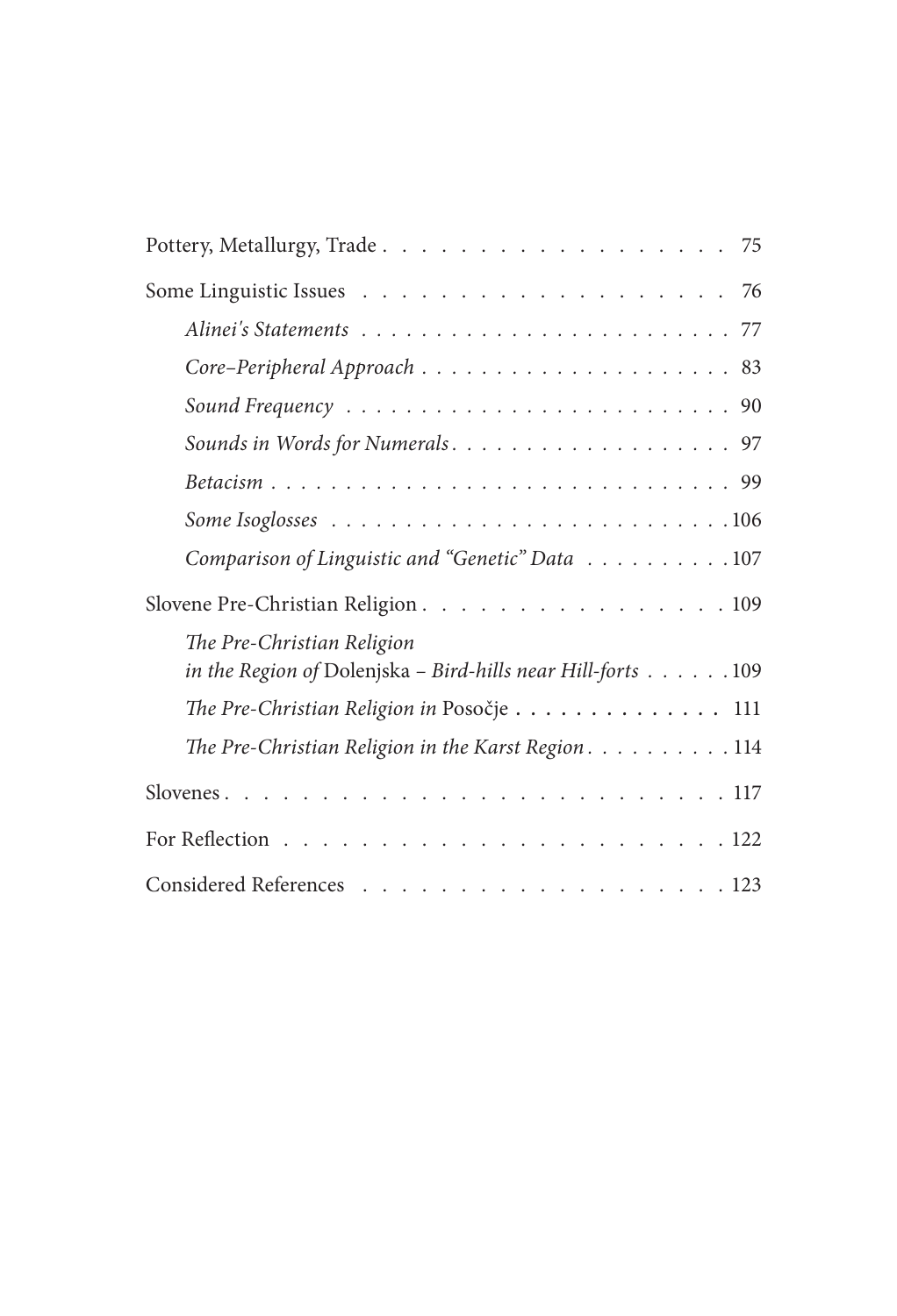Pottery, Metallurgy, Trade . . . . . . . . . . . . . . . . . . . 75

Some Linguistic Issues . . . . . . . . . . . . . . . . . . . 76

*Alinei's Statements* . . . . . . . . . . . . . . . . . . . . . . . . 77

*Core–Peripheral Approach* . . . . . . . . . . . . . . . . . . . . 83

*Sound Frequency* . . . . . . . . . . . . . . . . . . . . . . . . 90

*Sounds in Words for Numerals* . . . . . . . . . . . . . . . . . . 97

*Betacism* . . . . . . . . . . . . . . . . . . . . . . . . . . . . 99

*Some Isoglosses* . . . . . . . . . . . . . . . . . . . . . . . . . 106

*Comparison of Linguistic and "Genetic" Data* . . . . . . . . . . 107

Slovene Pre-Christian Religion . . . . . . . . . . . . . . . . 109

*The Pre-Christian Religion in the Region of* Dolenjska – *Bird-hills near Hill-forts* . . . . . . 109

*The Pre-Christian Religion in* Posočje . . . . . . . . . . . . . 111

*The Pre-Christian Religion in the Karst Region* . . . . . . . . . 114

Slovenes . . . . . . . . . . . . . . . . . . . . . . . . . . . 117

For Reflection . . . . . . . . . . . . . . . . . . . . . . . . 122

Considered References . . . . . . . . . . . . . . . . . . . . 123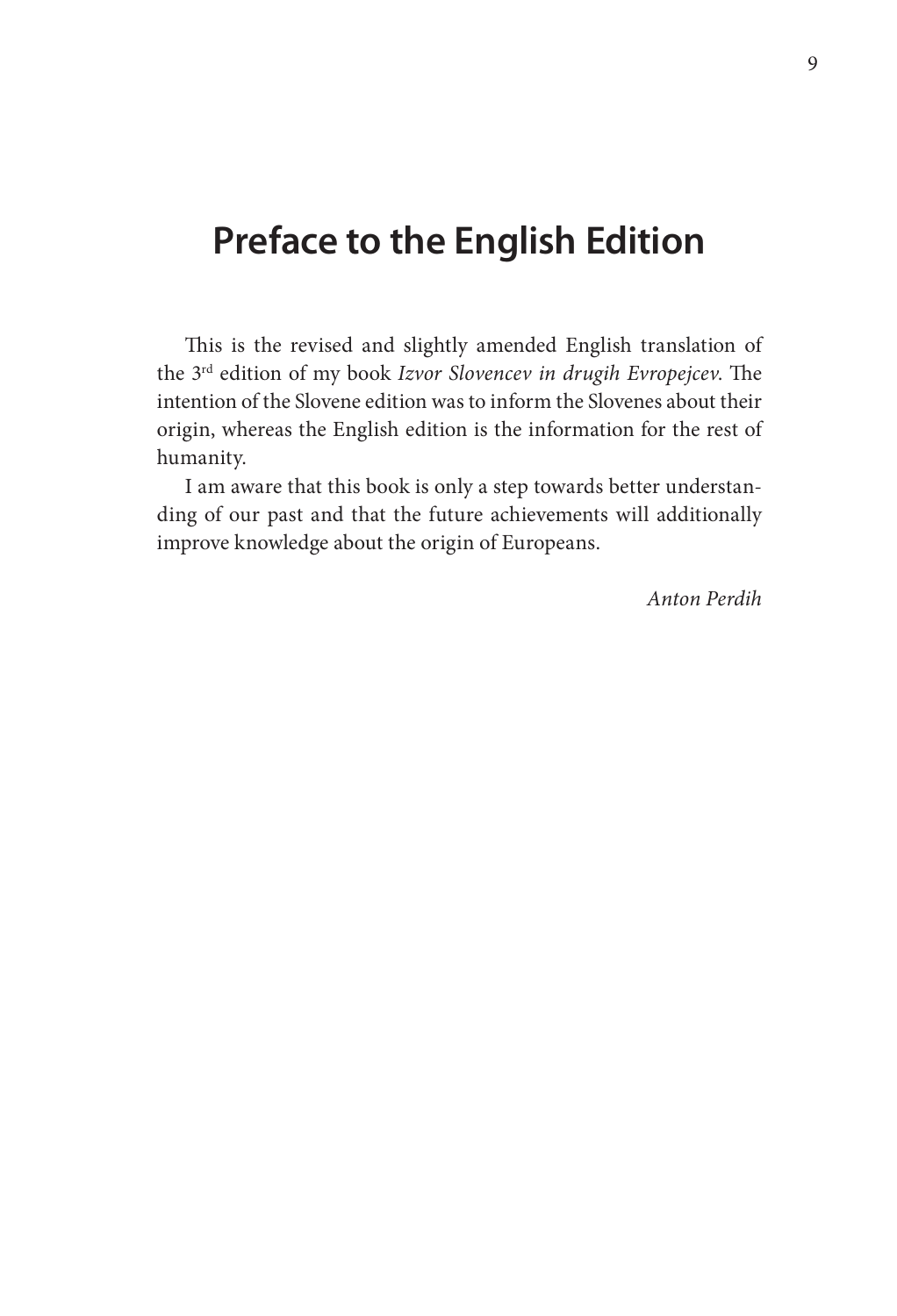# Preface to the English Edition

This is the revised and slightly amended English translation of the 3rd edition of my book *Izvor Slovencev in drugih Evropejcev*. The intention of the Slovene edition was to inform the Slovenes about their origin, whereas the English edition is the information for the rest of humanity.

I am aware that this book is only a step towards better understanding of our past and that the future achievements will additionally improve knowledge about the origin of Europeans.

*Anton Perdih*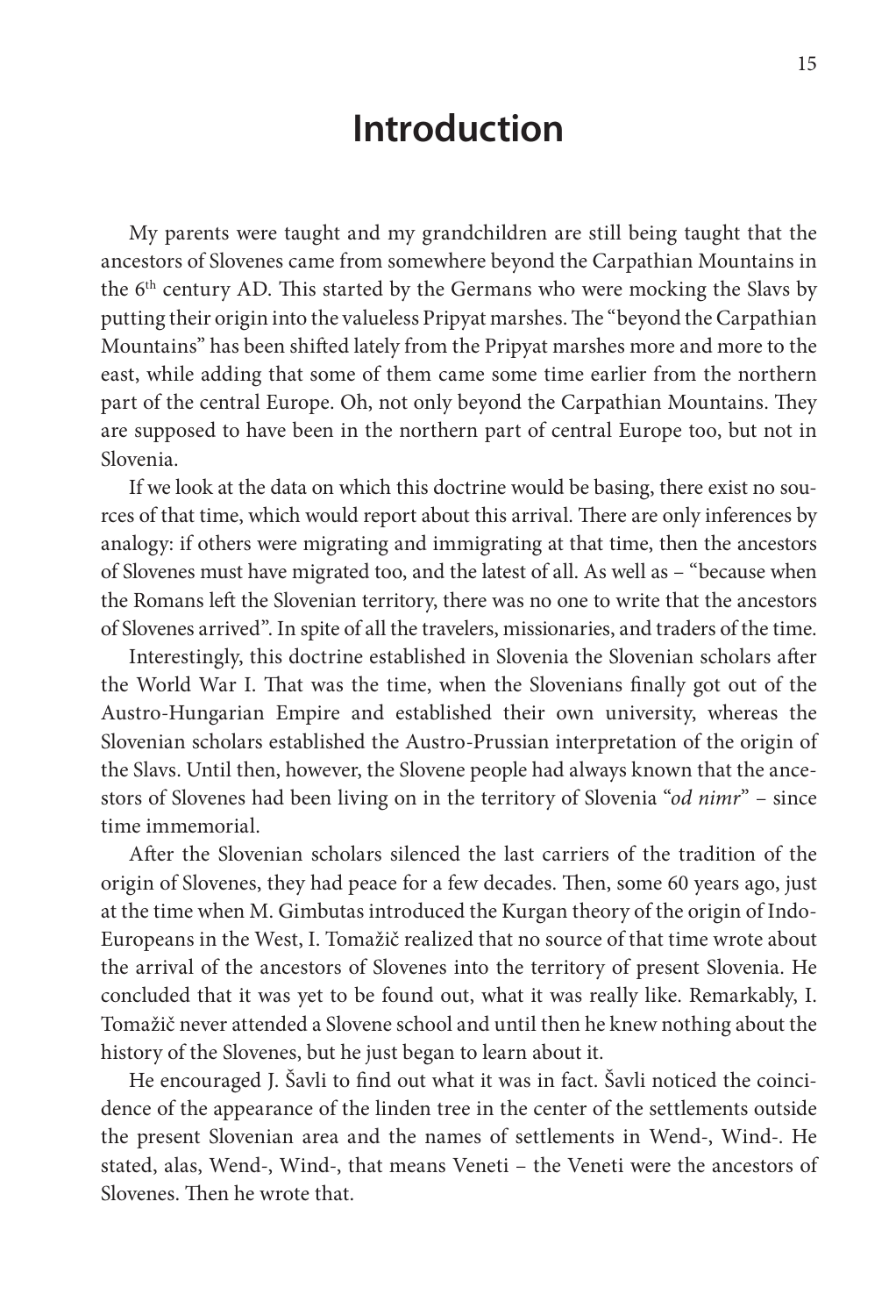# Introduction

My parents were taught and my grandchildren are still being taught that the ancestors of Slovenes came from somewhere beyond the Carpathian Mountains in the 6th century AD. This started by the Germans who were mocking the Slavs by putting their origin into the valueless Pripyat marshes. The "beyond the Carpathian Mountains" has been shifted lately from the Pripyat marshes more and more to the east, while adding that some of them came some time earlier from the northern part of the central Europe. Oh, not only beyond the Carpathian Mountains. They are supposed to have been in the northern part of central Europe too, but not in Slovenia.

If we look at the data on which this doctrine would be basing, there exist no sources of that time, which would report about this arrival. There are only inferences by analogy: if others were migrating and immigrating at that time, then the ancestors of Slovenes must have migrated too, and the latest of all. As well as – "because when the Romans left the Slovenian territory, there was no one to write that the ancestors of Slovenes arrived". In spite of all the travelers, missionaries, and traders of the time.

Interestingly, this doctrine established in Slovenia the Slovenian scholars after the World War I. That was the time, when the Slovenians finally got out of the Austro-Hungarian Empire and established their own university, whereas the Slovenian scholars established the Austro-Prussian interpretation of the origin of the Slavs. Until then, however, the Slovene people had always known that the ancestors of Slovenes had been living on in the territory of Slovenia "*od nimr*" – since time immemorial.

After the Slovenian scholars silenced the last carriers of the tradition of the origin of Slovenes, they had peace for a few decades. Then, some 60 years ago, just at the time when M. Gimbutas introduced the Kurgan theory of the origin of Indo-Europeans in the West, I. Tomažič realized that no source of that time wrote about the arrival of the ancestors of Slovenes into the territory of present Slovenia. He concluded that it was yet to be found out, what it was really like. Remarkably, I. Tomažič never attended a Slovene school and until then he knew nothing about the history of the Slovenes, but he just began to learn about it.

He encouraged J. Šavli to find out what it was in fact. Šavli noticed the coincidence of the appearance of the linden tree in the center of the settlements outside the present Slovenian area and the names of settlements in Wend-, Wind-. He stated, alas, Wend-, Wind-, that means Veneti – the Veneti were the ancestors of Slovenes. Then he wrote that.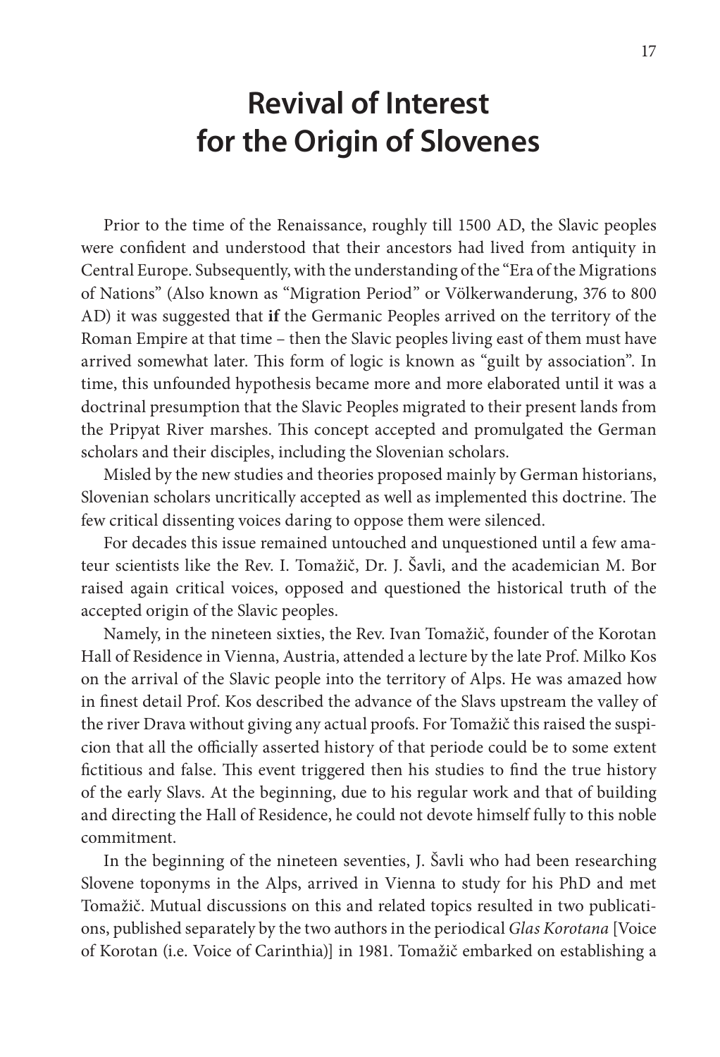# Revival of Interest for the Origin of Slovenes

Prior to the time of the Renaissance, roughly till 1500 AD, the Slavic peoples were confident and understood that their ancestors had lived from antiquity in Central Europe. Subsequently, with the understanding of the "Era of the Migrations of Nations" (Also known as "Migration Period" or Völkerwanderung, 376 to 800 AD) it was suggested that **if** the Germanic Peoples arrived on the territory of the Roman Empire at that time – then the Slavic peoples living east of them must have arrived somewhat later. This form of logic is known as "guilt by association". In time, this unfounded hypothesis became more and more elaborated until it was a doctrinal presumption that the Slavic Peoples migrated to their present lands from the Pripyat River marshes. This concept accepted and promulgated the German scholars and their disciples, including the Slovenian scholars.

Misled by the new studies and theories proposed mainly by German historians, Slovenian scholars uncritically accepted as well as implemented this doctrine. The few critical dissenting voices daring to oppose them were silenced.

For decades this issue remained untouched and unquestioned until a few amateur scientists like the Rev. I. Tomažič, Dr. J. Šavli, and the academician M. Bor raised again critical voices, opposed and questioned the historical truth of the accepted origin of the Slavic peoples.

Namely, in the nineteen sixties, the Rev. Ivan Tomažič, founder of the Korotan Hall of Residence in Vienna, Austria, attended a lecture by the late Prof. Milko Kos on the arrival of the Slavic people into the territory of Alps. He was amazed how in finest detail Prof. Kos described the advance of the Slavs upstream the valley of the river Drava without giving any actual proofs. For Tomažič this raised the suspicion that all the officially asserted history of that periode could be to some extent fictitious and false. This event triggered then his studies to find the true history of the early Slavs. At the beginning, due to his regular work and that of building and directing the Hall of Residence, he could not devote himself fully to this noble commitment.

In the beginning of the nineteen seventies, J. Šavli who had been researching Slovene toponyms in the Alps, arrived in Vienna to study for his PhD and met Tomažič. Mutual discussions on this and related topics resulted in two publications, published separately by the two authors in the periodical *Glas Korotana* [Voice of Korotan (i.e. Voice of Carinthia)] in 1981. Tomažič embarked on establishing a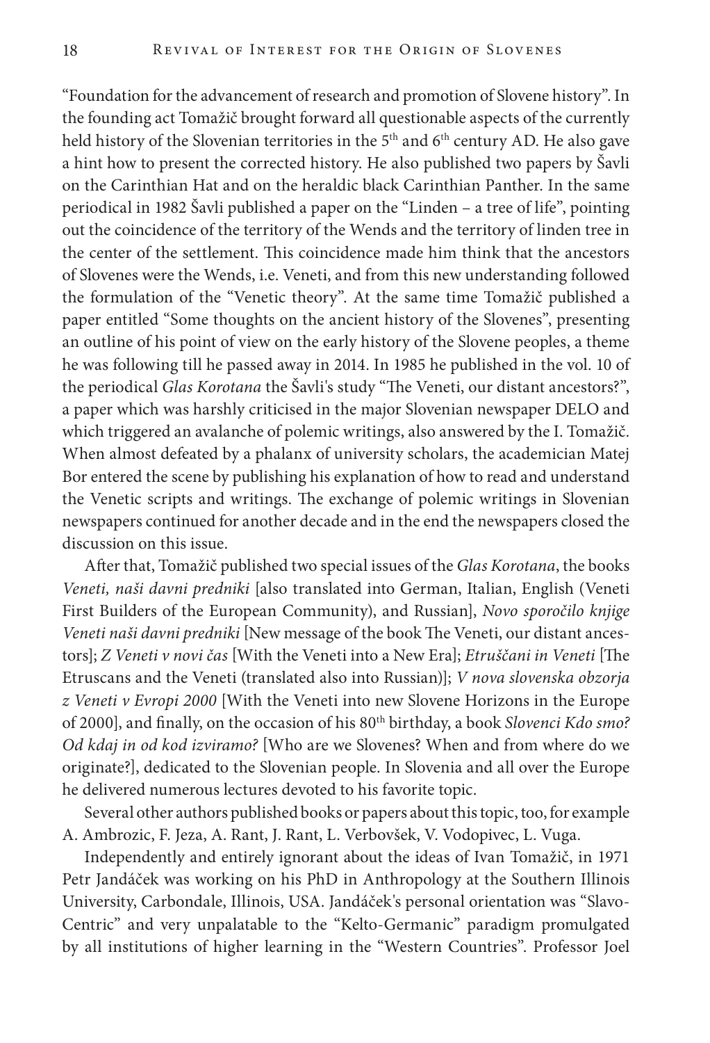"Foundation for the advancement of research and promotion of Slovene history". In the founding act Tomažič brought forward all questionable aspects of the currently held history of the Slovenian territories in the 5th and 6th century AD. He also gave a hint how to present the corrected history. He also published two papers by Šavli on the Carinthian Hat and on the heraldic black Carinthian Panther. In the same periodical in 1982 Šavli published a paper on the "Linden – a tree of life", pointing out the coincidence of the territory of the Wends and the territory of linden tree in the center of the settlement. This coincidence made him think that the ancestors of Slovenes were the Wends, i.e. Veneti, and from this new understanding followed the formulation of the "Venetic theory". At the same time Tomažič published a paper entitled "Some thoughts on the ancient history of the Slovenes", presenting an outline of his point of view on the early history of the Slovene peoples, a theme he was following till he passed away in 2014. In 1985 he published in the vol. 10 of the periodical *Glas Korotana* the Šavli's study "The Veneti, our distant ancestors?", a paper which was harshly criticised in the major Slovenian newspaper DELO and which triggered an avalanche of polemic writings, also answered by the I. Tomažič. When almost defeated by a phalanx of university scholars, the academician Matej Bor entered the scene by publishing his explanation of how to read and understand the Venetic scripts and writings. The exchange of polemic writings in Slovenian newspapers continued for another decade and in the end the newspapers closed the discussion on this issue.

After that, Tomažič published two special issues of the *Glas Korotana*, the books *Veneti, naši davni predniki* [also translated into German, Italian, English (Veneti First Builders of the European Community), and Russian], *Novo sporočilo knjige Veneti naši davni predniki* [New message of the book The Veneti, our distant ancestors]; *Z Veneti v novi čas* [With the Veneti into a New Era]; *Etruščani in Veneti* [The Etruscans and the Veneti (translated also into Russian)]; *V nova slovenska obzorja z Veneti v Evropi 2000* [With the Veneti into new Slovene Horizons in the Europe of 2000], and finally, on the occasion of his 80th birthday, a book *Slovenci Kdo smo? Od kdaj in od kod izviramo?* [Who are we Slovenes? When and from where do we originate?], dedicated to the Slovenian people. In Slovenia and all over the Europe he delivered numerous lectures devoted to his favorite topic.

Several other authors published books or papers about this topic, too, for example A. Ambrozic, F. Jeza, A. Rant, J. Rant, L. Verbovšek, V. Vodopivec, L. Vuga.

Independently and entirely ignorant about the ideas of Ivan Tomažič, in 1971 Petr Jandáček was working on his PhD in Anthropology at the Southern Illinois University, Carbondale, Illinois, USA. Jandáček's personal orientation was "Slavo-Centric" and very unpalatable to the "Kelto-Germanic" paradigm promulgated by all institutions of higher learning in the "Western Countries". Professor Joel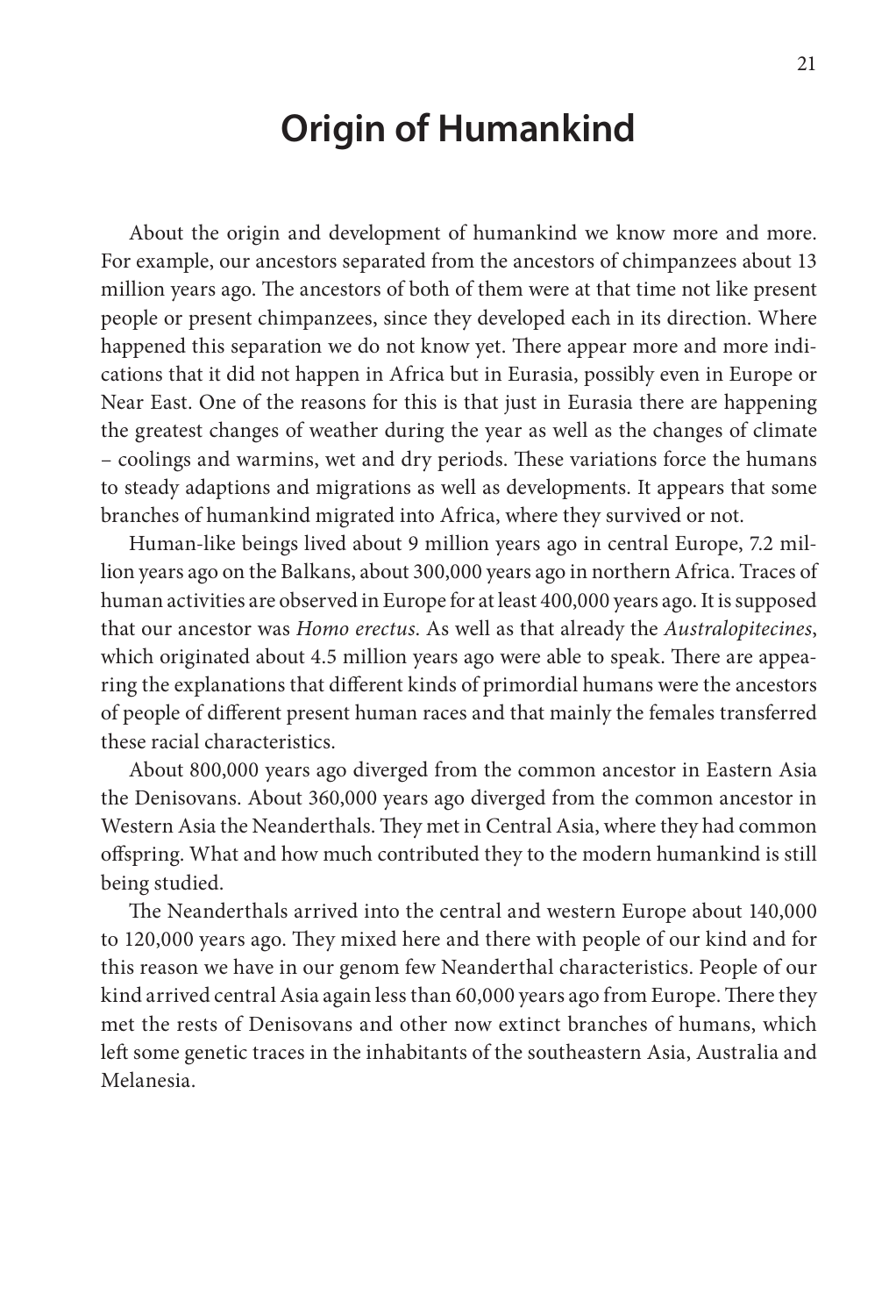# Origin of Humankind

About the origin and development of humankind we know more and more. For example, our ancestors separated from the ancestors of chimpanzees about 13 million years ago. The ancestors of both of them were at that time not like present people or present chimpanzees, since they developed each in its direction. Where happened this separation we do not know yet. There appear more and more indications that it did not happen in Africa but in Eurasia, possibly even in Europe or Near East. One of the reasons for this is that just in Eurasia there are happening the greatest changes of weather during the year as well as the changes of climate – coolings and warmins, wet and dry periods. These variations force the humans to steady adaptions and migrations as well as developments. It appears that some branches of humankind migrated into Africa, where they survived or not.

Human-like beings lived about 9 million years ago in central Europe, 7.2 million years ago on the Balkans, about 300,000 years ago in northern Africa. Traces of human activities are observed in Europe for at least 400,000 years ago. It is supposed that our ancestor was *Homo erectus*. As well as that already the *Australopitecines*, which originated about 4.5 million years ago were able to speak. There are appearing the explanations that different kinds of primordial humans were the ancestors of people of different present human races and that mainly the females transferred these racial characteristics.

About 800,000 years ago diverged from the common ancestor in Eastern Asia the Denisovans. About 360,000 years ago diverged from the common ancestor in Western Asia the Neanderthals. They met in Central Asia, where they had common offspring. What and how much contributed they to the modern humankind is still being studied.

The Neanderthals arrived into the central and western Europe about 140,000 to 120,000 years ago. They mixed here and there with people of our kind and for this reason we have in our genom few Neanderthal characteristics. People of our kind arrived central Asia again less than 60,000 years ago from Europe. There they met the rests of Denisovans and other now extinct branches of humans, which left some genetic traces in the inhabitants of the southeastern Asia, Australia and Melanesia.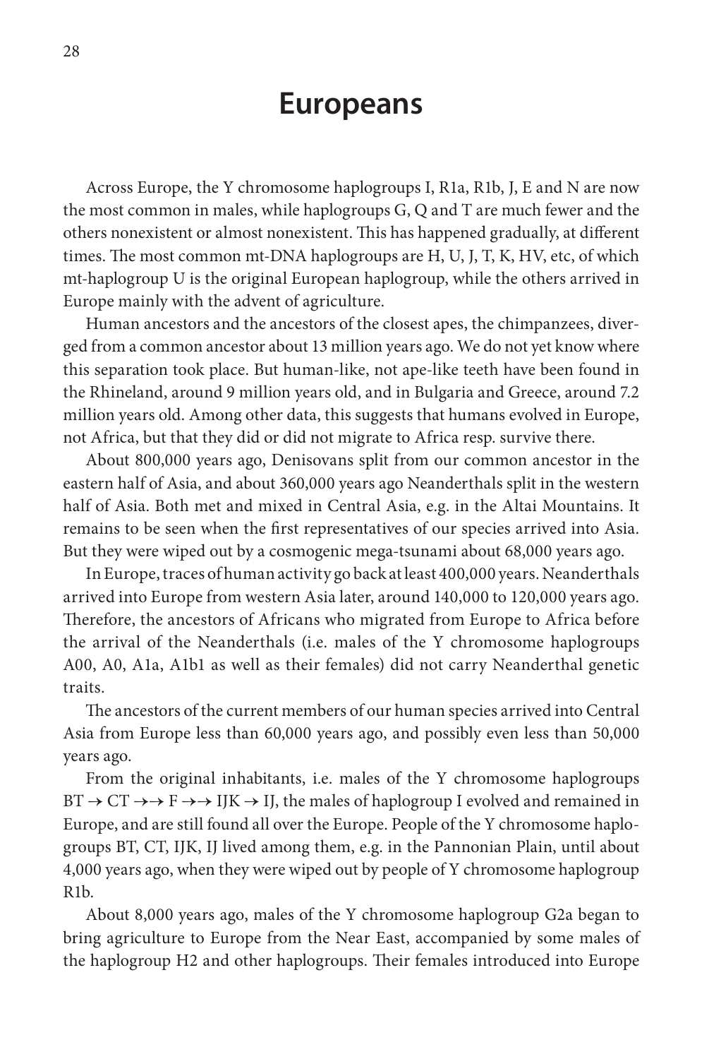# Europeans

Across Europe, the Y chromosome haplogroups I, R1a, R1b, J, E and N are now the most common in males, while haplogroups G, Q and T are much fewer and the others nonexistent or almost nonexistent. This has happened gradually, at different times. The most common mt-DNA haplogroups are H, U, J, T, K, HV, etc, of which mt-haplogroup U is the original European haplogroup, while the others arrived in Europe mainly with the advent of agriculture.

Human ancestors and the ancestors of the closest apes, the chimpanzees, diverged from a common ancestor about 13 million years ago. We do not yet know where this separation took place. But human-like, not ape-like teeth have been found in the Rhineland, around 9 million years old, and in Bulgaria and Greece, around 7.2 million years old. Among other data, this suggests that humans evolved in Europe, not Africa, but that they did or did not migrate to Africa resp. survive there.

About 800,000 years ago, Denisovans split from our common ancestor in the eastern half of Asia, and about 360,000 years ago Neanderthals split in the western half of Asia. Both met and mixed in Central Asia, e.g. in the Altai Mountains. It remains to be seen when the first representatives of our species arrived into Asia. But they were wiped out by a cosmogenic mega-tsunami about 68,000 years ago.

In Europe, traces of human activity go back at least 400,000 years. Neanderthals arrived into Europe from western Asia later, around 140,000 to 120,000 years ago. Therefore, the ancestors of Africans who migrated from Europe to Africa before the arrival of the Neanderthals (i.e. males of the Y chromosome haplogroups A00, A0, A1a, A1b1 as well as their females) did not carry Neanderthal genetic traits.

The ancestors of the current members of our human species arrived into Central Asia from Europe less than 60,000 years ago, and possibly even less than 50,000 years ago.

From the original inhabitants, i.e. males of the Y chromosome haplogroups BT → CT →→ F →→ IJK → IJ, the males of haplogroup I evolved and remained in Europe, and are still found all over the Europe. People of the Y chromosome haplogroups BT, CT, IJK, IJ lived among them, e.g. in the Pannonian Plain, until about 4,000 years ago, when they were wiped out by people of Y chromosome haplogroup R1b.

About 8,000 years ago, males of the Y chromosome haplogroup G2a began to bring agriculture to Europe from the Near East, accompanied by some males of the haplogroup H2 and other haplogroups. Their females introduced into Europe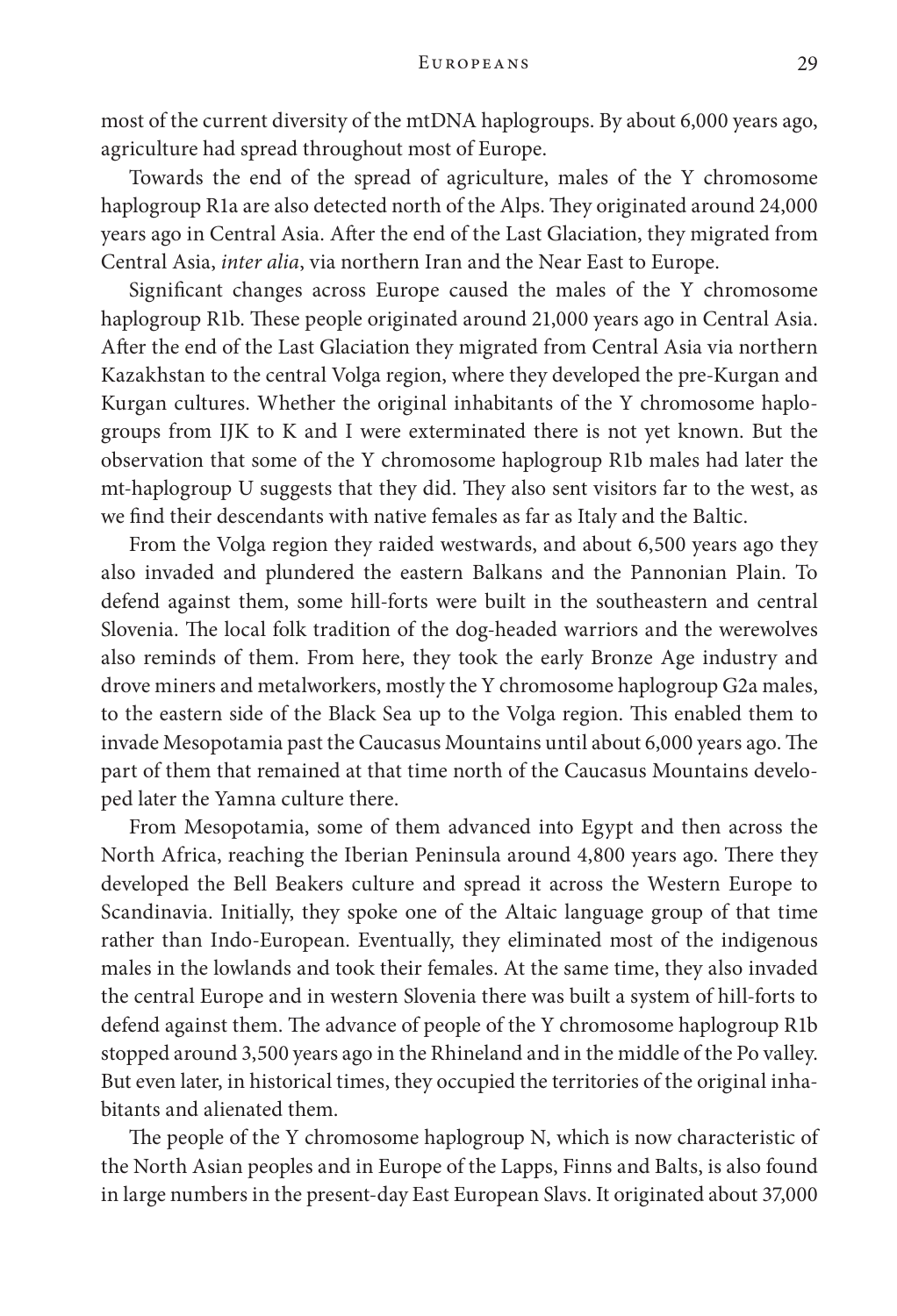most of the current diversity of the mtDNA haplogroups. By about 6,000 years ago, agriculture had spread throughout most of Europe.

Towards the end of the spread of agriculture, males of the Y chromosome haplogroup R1a are also detected north of the Alps. They originated around 24,000 years ago in Central Asia. After the end of the Last Glaciation, they migrated from Central Asia, *inter alia*, via northern Iran and the Near East to Europe.

Significant changes across Europe caused the males of the Y chromosome haplogroup R1b. These people originated around 21,000 years ago in Central Asia. After the end of the Last Glaciation they migrated from Central Asia via northern Kazakhstan to the central Volga region, where they developed the pre-Kurgan and Kurgan cultures. Whether the original inhabitants of the Y chromosome haplogroups from IJK to K and I were exterminated there is not yet known. But the observation that some of the Y chromosome haplogroup R1b males had later the mt-haplogroup U suggests that they did. They also sent visitors far to the west, as we find their descendants with native females as far as Italy and the Baltic.

From the Volga region they raided westwards, and about 6,500 years ago they also invaded and plundered the eastern Balkans and the Pannonian Plain. To defend against them, some hill-forts were built in the southeastern and central Slovenia. The local folk tradition of the dog-headed warriors and the werewolves also reminds of them. From here, they took the early Bronze Age industry and drove miners and metalworkers, mostly the Y chromosome haplogroup G2a males, to the eastern side of the Black Sea up to the Volga region. This enabled them to invade Mesopotamia past the Caucasus Mountains until about 6,000 years ago. The part of them that remained at that time north of the Caucasus Mountains developed later the Yamna culture there.

From Mesopotamia, some of them advanced into Egypt and then across the North Africa, reaching the Iberian Peninsula around 4,800 years ago. There they developed the Bell Beakers culture and spread it across the Western Europe to Scandinavia. Initially, they spoke one of the Altaic language group of that time rather than Indo-European. Eventually, they eliminated most of the indigenous males in the lowlands and took their females. At the same time, they also invaded the central Europe and in western Slovenia there was built a system of hill-forts to defend against them. The advance of people of the Y chromosome haplogroup R1b stopped around 3,500 years ago in the Rhineland and in the middle of the Po valley. But even later, in historical times, they occupied the territories of the original inhabitants and alienated them.

The people of the Y chromosome haplogroup N, which is now characteristic of the North Asian peoples and in Europe of the Lapps, Finns and Balts, is also found in large numbers in the present-day East European Slavs. It originated about 37,000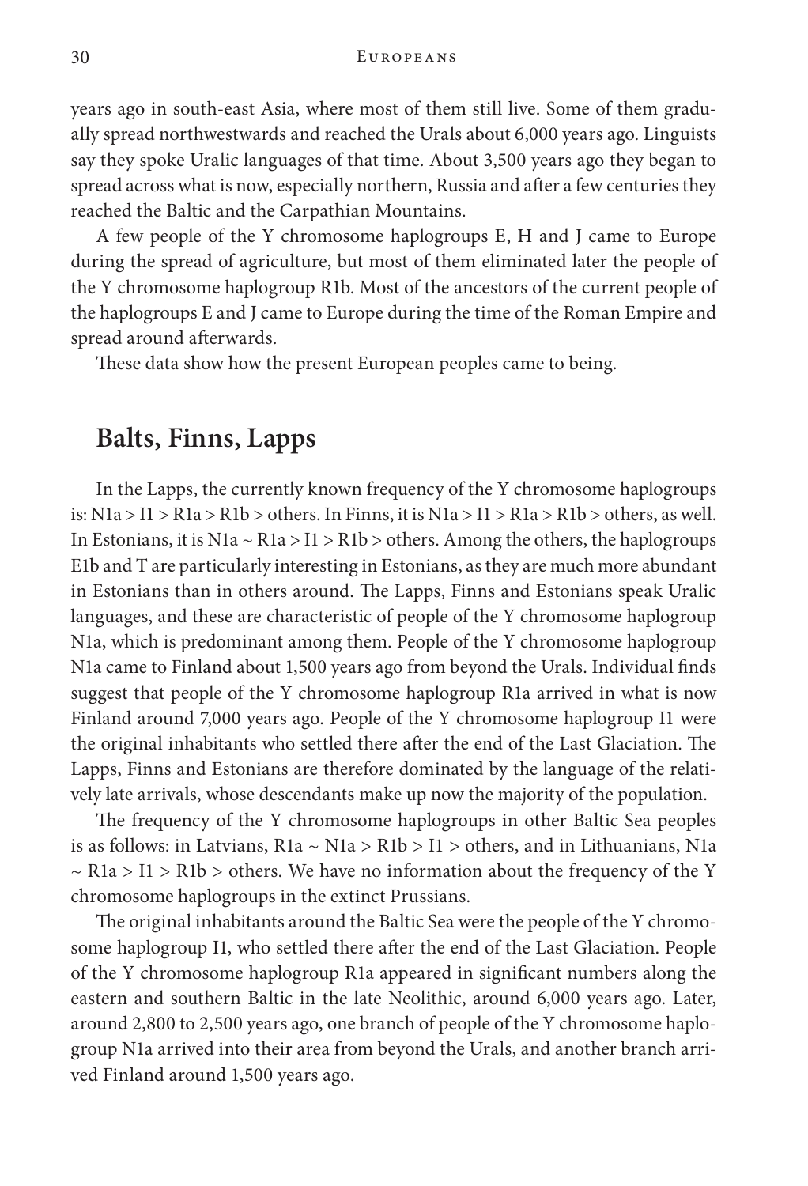years ago in south-east Asia, where most of them still live. Some of them gradually spread northwestwards and reached the Urals about 6,000 years ago. Linguists say they spoke Uralic languages of that time. About 3,500 years ago they began to spread across what is now, especially northern, Russia and after a few centuries they reached the Baltic and the Carpathian Mountains.

A few people of the Y chromosome haplogroups E, H and J came to Europe during the spread of agriculture, but most of them eliminated later the people of the Y chromosome haplogroup R1b. Most of the ancestors of the current people of the haplogroups E and J came to Europe during the time of the Roman Empire and spread around afterwards.

These data show how the present European peoples came to being.

## Balts, Finns, Lapps

In the Lapps, the currently known frequency of the Y chromosome haplogroups is: N1a > I1 > R1a > R1b > others. In Finns, it is N1a > I1 > R1a > R1b > others, as well. In Estonians, it is N1a ~ R1a > I1 > R1b > others. Among the others, the haplogroups E1b and T are particularly interesting in Estonians, as they are much more abundant in Estonians than in others around. The Lapps, Finns and Estonians speak Uralic languages, and these are characteristic of people of the Y chromosome haplogroup N1a, which is predominant among them. People of the Y chromosome haplogroup N1a came to Finland about 1,500 years ago from beyond the Urals. Individual finds suggest that people of the Y chromosome haplogroup R1a arrived in what is now Finland around 7,000 years ago. People of the Y chromosome haplogroup I1 were the original inhabitants who settled there after the end of the Last Glaciation. The Lapps, Finns and Estonians are therefore dominated by the language of the relatively late arrivals, whose descendants make up now the majority of the population.

The frequency of the Y chromosome haplogroups in other Baltic Sea peoples is as follows: in Latvians, R1a ~ N1a > R1b > I1 > others, and in Lithuanians, N1a ~ R1a > I1 > R1b > others. We have no information about the frequency of the Y chromosome haplogroups in the extinct Prussians.

The original inhabitants around the Baltic Sea were the people of the Y chromosome haplogroup I1, who settled there after the end of the Last Glaciation. People of the Y chromosome haplogroup R1a appeared in significant numbers along the eastern and southern Baltic in the late Neolithic, around 6,000 years ago. Later, around 2,800 to 2,500 years ago, one branch of people of the Y chromosome haplogroup N1a arrived into their area from beyond the Urals, and another branch arrived Finland around 1,500 years ago.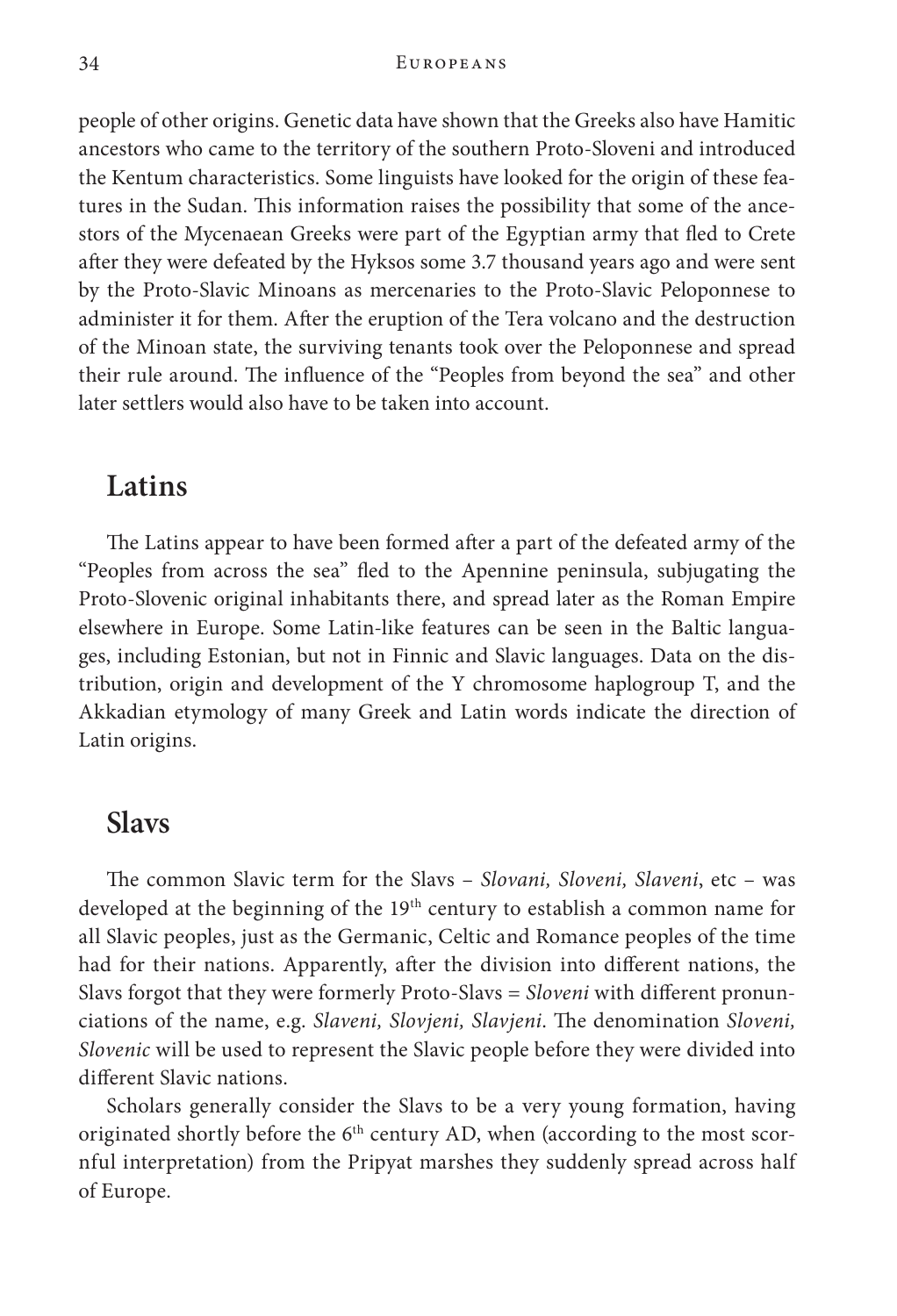people of other origins. Genetic data have shown that the Greeks also have Hamitic ancestors who came to the territory of the southern Proto-Sloveni and introduced the Kentum characteristics. Some linguists have looked for the origin of these features in the Sudan. This information raises the possibility that some of the ancestors of the Mycenaean Greeks were part of the Egyptian army that fled to Crete after they were defeated by the Hyksos some 3.7 thousand years ago and were sent by the Proto-Slavic Minoans as mercenaries to the Proto-Slavic Peloponnese to administer it for them. After the eruption of the Tera volcano and the destruction of the Minoan state, the surviving tenants took over the Peloponnese and spread their rule around. The influence of the "Peoples from beyond the sea" and other later settlers would also have to be taken into account.

## Latins

The Latins appear to have been formed after a part of the defeated army of the "Peoples from across the sea" fled to the Apennine peninsula, subjugating the Proto-Slovenic original inhabitants there, and spread later as the Roman Empire elsewhere in Europe. Some Latin-like features can be seen in the Baltic languages, including Estonian, but not in Finnic and Slavic languages. Data on the distribution, origin and development of the Y chromosome haplogroup T, and the Akkadian etymology of many Greek and Latin words indicate the direction of Latin origins.

## Slavs

The common Slavic term for the Slavs – *Slovani, Sloveni, Slaveni*, etc – was developed at the beginning of the 19th century to establish a common name for all Slavic peoples, just as the Germanic, Celtic and Romance peoples of the time had for their nations. Apparently, after the division into different nations, the Slavs forgot that they were formerly Proto-Slavs = *Sloveni* with different pronunciations of the name, e.g. *Slaveni, Slovjeni, Slavjeni*. The denomination *Sloveni, Slovenic* will be used to represent the Slavic people before they were divided into different Slavic nations.

Scholars generally consider the Slavs to be a very young formation, having originated shortly before the 6th century AD, when (according to the most scornful interpretation) from the Pripyat marshes they suddenly spread across half of Europe.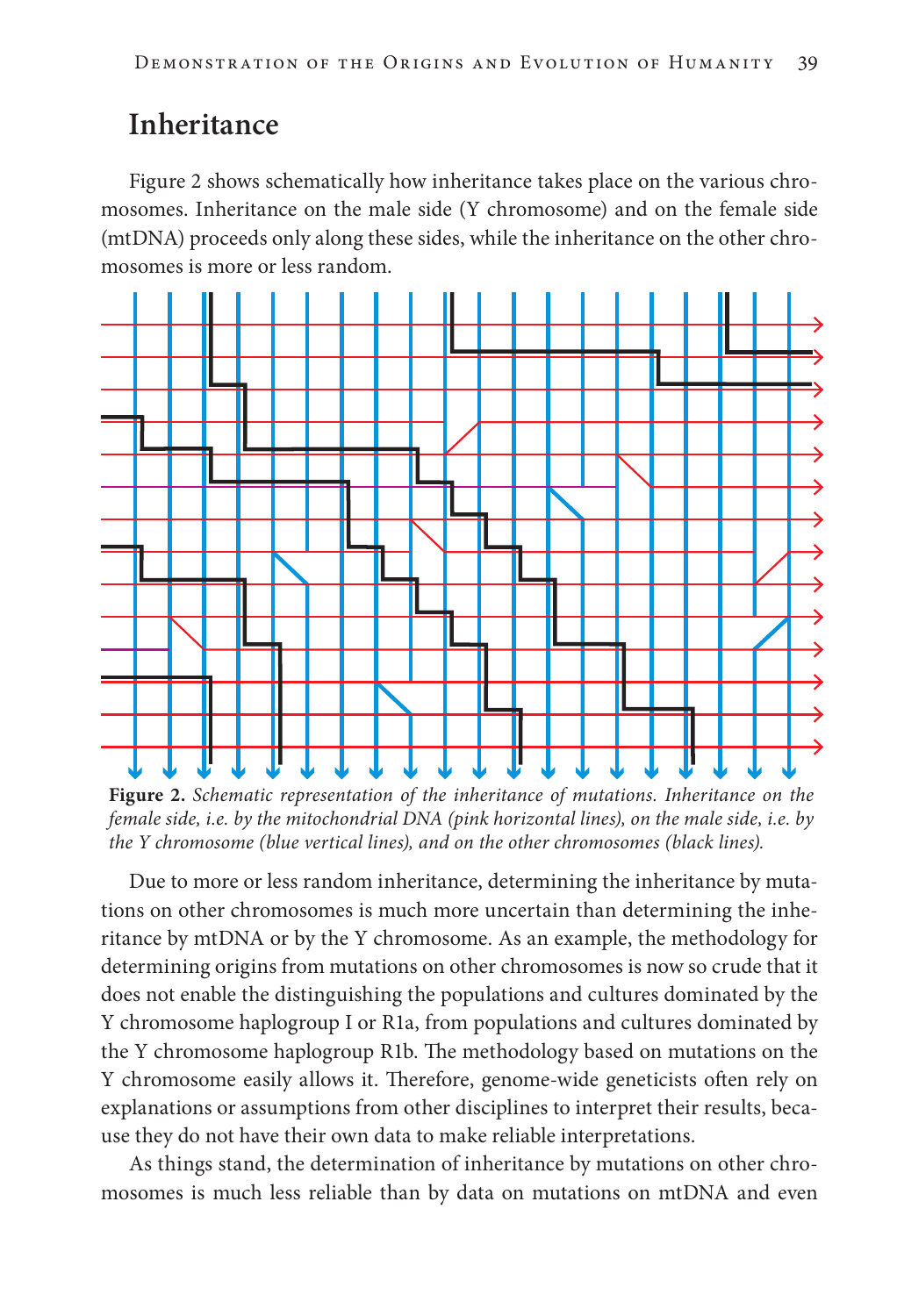## Inheritance

Figure 2 shows schematically how inheritance takes place on the various chromosomes. Inheritance on the male side (Y chromosome) and on the female side (mtDNA) proceeds only along these sides, while the inheritance on the other chromosomes is more or less random.

**Figure 2.** *Schematic representation of the inheritance of mutations. Inheritance on the female side, i.e. by the mitochondrial DNA (pink horizontal lines), on the male side, i.e. by the Y chromosome (blue vertical lines), and on the other chromosomes (black lines).*

Due to more or less random inheritance, determining the inheritance by mutations on other chromosomes is much more uncertain than determining the inheritance by mtDNA or by the Y chromosome. As an example, the methodology for determining origins from mutations on other chromosomes is now so crude that it does not enable the distinguishing the populations and cultures dominated by the Y chromosome haplogroup I or R1a, from populations and cultures dominated by the Y chromosome haplogroup R1b. The methodology based on mutations on the Y chromosome easily allows it. Therefore, genome-wide geneticists often rely on explanations or assumptions from other disciplines to interpret their results, because they do not have their own data to make reliable interpretations.

As things stand, the determination of inheritance by mutations on other chromosomes is much less reliable than by data on mutations on mtDNA and even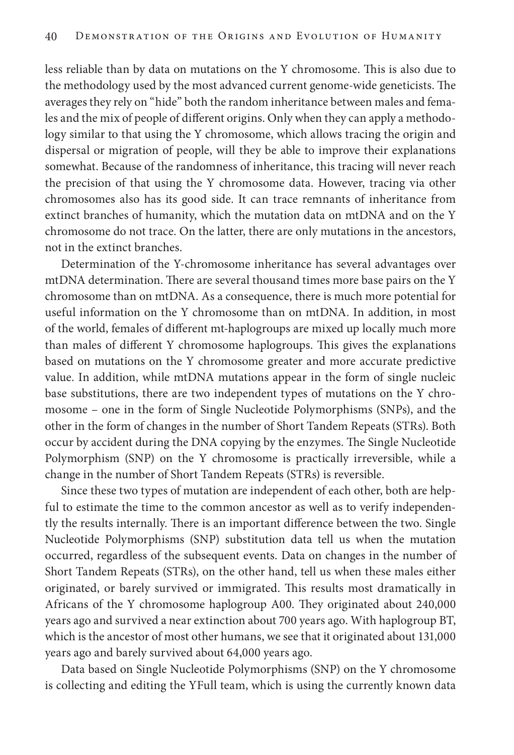less reliable than by data on mutations on the Y chromosome. This is also due to the methodology used by the most advanced current genome-wide geneticists. The averages they rely on "hide" both the random inheritance between males and females and the mix of people of different origins. Only when they can apply a methodology similar to that using the Y chromosome, which allows tracing the origin and dispersal or migration of people, will they be able to improve their explanations somewhat. Because of the randomness of inheritance, this tracing will never reach the precision of that using the Y chromosome data. However, tracing via other chromosomes also has its good side. It can trace remnants of inheritance from extinct branches of humanity, which the mutation data on mtDNA and on the Y chromosome do not trace. On the latter, there are only mutations in the ancestors, not in the extinct branches.

Determination of the Y-chromosome inheritance has several advantages over mtDNA determination. There are several thousand times more base pairs on the Y chromosome than on mtDNA. As a consequence, there is much more potential for useful information on the Y chromosome than on mtDNA. In addition, in most of the world, females of different mt-haplogroups are mixed up locally much more than males of different Y chromosome haplogroups. This gives the explanations based on mutations on the Y chromosome greater and more accurate predictive value. In addition, while mtDNA mutations appear in the form of single nucleic base substitutions, there are two independent types of mutations on the Y chromosome – one in the form of Single Nucleotide Polymorphisms (SNPs), and the other in the form of changes in the number of Short Tandem Repeats (STRs). Both occur by accident during the DNA copying by the enzymes. The Single Nucleotide Polymorphism (SNP) on the Y chromosome is practically irreversible, while a change in the number of Short Tandem Repeats (STRs) is reversible.

Since these two types of mutation are independent of each other, both are helpful to estimate the time to the common ancestor as well as to verify independently the results internally. There is an important difference between the two. Single Nucleotide Polymorphisms (SNP) substitution data tell us when the mutation occurred, regardless of the subsequent events. Data on changes in the number of Short Tandem Repeats (STRs), on the other hand, tell us when these males either originated, or barely survived or immigrated. This results most dramatically in Africans of the Y chromosome haplogroup A00. They originated about 240,000 years ago and survived a near extinction about 700 years ago. With haplogroup BT, which is the ancestor of most other humans, we see that it originated about 131,000 years ago and barely survived about 64,000 years ago.

Data based on Single Nucleotide Polymorphisms (SNP) on the Y chromosome is collecting and editing the YFull team, which is using the currently known data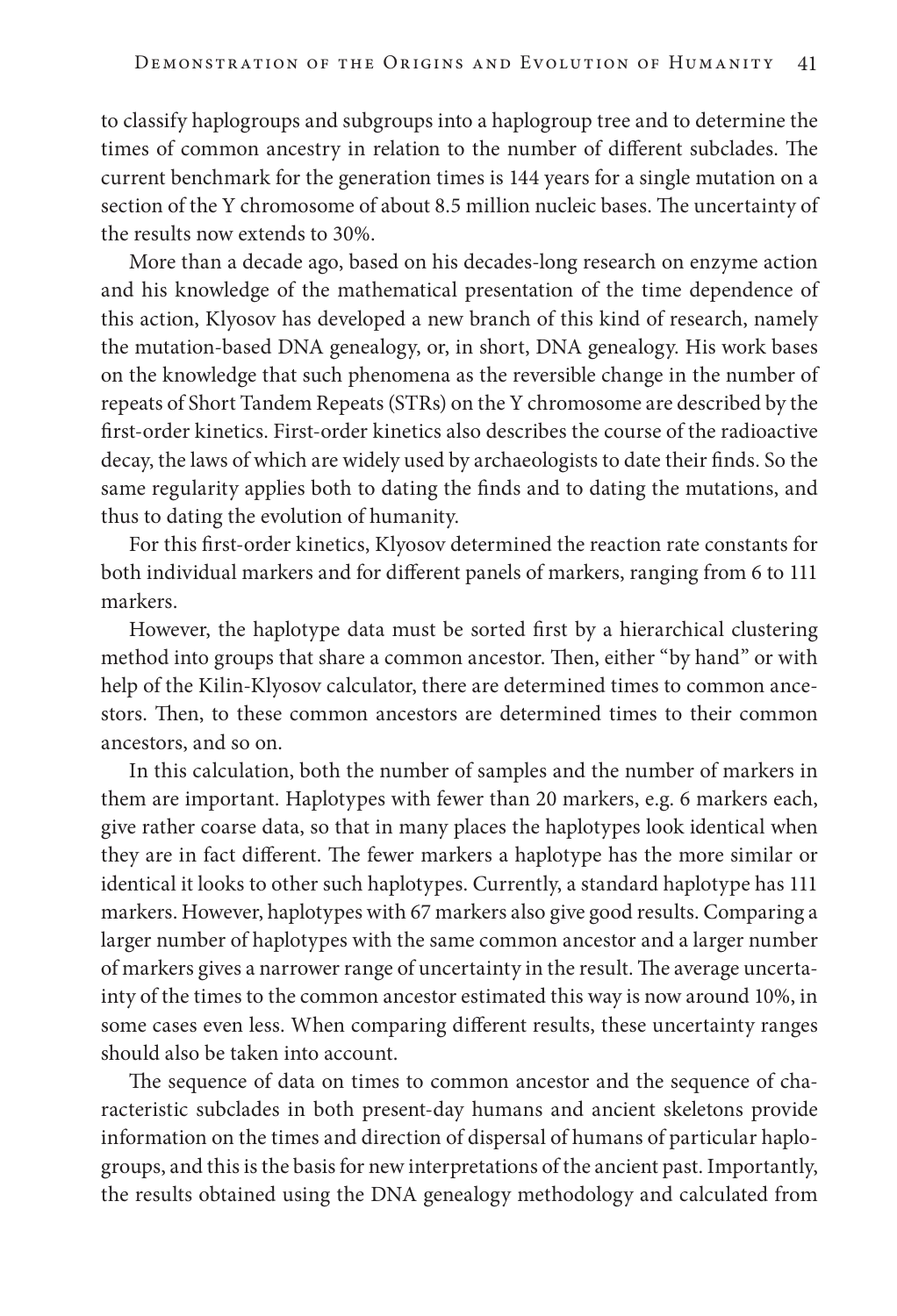to classify haplogroups and subgroups into a haplogroup tree and to determine the times of common ancestry in relation to the number of different subclades. The current benchmark for the generation times is 144 years for a single mutation on a section of the Y chromosome of about 8.5 million nucleic bases. The uncertainty of the results now extends to 30%.

More than a decade ago, based on his decades-long research on enzyme action and his knowledge of the mathematical presentation of the time dependence of this action, Klyosov has developed a new branch of this kind of research, namely the mutation-based DNA genealogy, or, in short, DNA genealogy. His work bases on the knowledge that such phenomena as the reversible change in the number of repeats of Short Tandem Repeats (STRs) on the Y chromosome are described by the first-order kinetics. First-order kinetics also describes the course of the radioactive decay, the laws of which are widely used by archaeologists to date their finds. So the same regularity applies both to dating the finds and to dating the mutations, and thus to dating the evolution of humanity.

For this first-order kinetics, Klyosov determined the reaction rate constants for both individual markers and for different panels of markers, ranging from 6 to 111 markers.

However, the haplotype data must be sorted first by a hierarchical clustering method into groups that share a common ancestor. Then, either "by hand" or with help of the Kilin-Klyosov calculator, there are determined times to common ancestors. Then, to these common ancestors are determined times to their common ancestors, and so on.

In this calculation, both the number of samples and the number of markers in them are important. Haplotypes with fewer than 20 markers, e.g. 6 markers each, give rather coarse data, so that in many places the haplotypes look identical when they are in fact different. The fewer markers a haplotype has the more similar or identical it looks to other such haplotypes. Currently, a standard haplotype has 111 markers. However, haplotypes with 67 markers also give good results. Comparing a larger number of haplotypes with the same common ancestor and a larger number of markers gives a narrower range of uncertainty in the result. The average uncertainty of the times to the common ancestor estimated this way is now around 10%, in some cases even less. When comparing different results, these uncertainty ranges should also be taken into account.

The sequence of data on times to common ancestor and the sequence of characteristic subclades in both present-day humans and ancient skeletons provide information on the times and direction of dispersal of humans of particular haplogroups, and this is the basis for new interpretations of the ancient past. Importantly, the results obtained using the DNA genealogy methodology and calculated from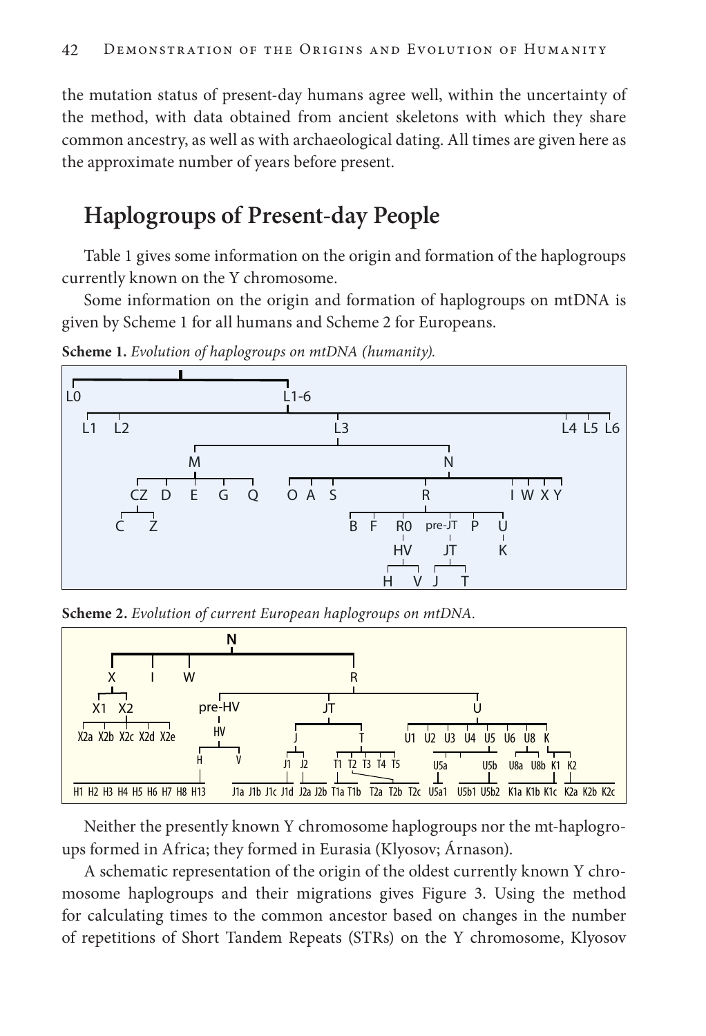the mutation status of present-day humans agree well, within the uncertainty of the method, with data obtained from ancient skeletons with which they share common ancestry, as well as with archaeological dating. All times are given here as the approximate number of years before present.

## Haplogroups of Present-day People

Table 1 gives some information on the origin and formation of the haplogroups currently known on the Y chromosome.

Some information on the origin and formation of haplogroups on mtDNA is given by Scheme 1 for all humans and Scheme 2 for Europeans.

**Scheme 1.** *Evolution of haplogroups on mtDNA (humanity).*

**Scheme 2.** *Evolution of current European haplogroups on mtDNA.*

Neither the presently known Y chromosome haplogroups nor the mt-haplogroups formed in Africa; they formed in Eurasia (Klyosov; Árnason).

A schematic representation of the origin of the oldest currently known Y chromosome haplogroups and their migrations gives Figure 3. Using the method for calculating times to the common ancestor based on changes in the number of repetitions of Short Tandem Repeats (STRs) on the Y chromosome, Klyosov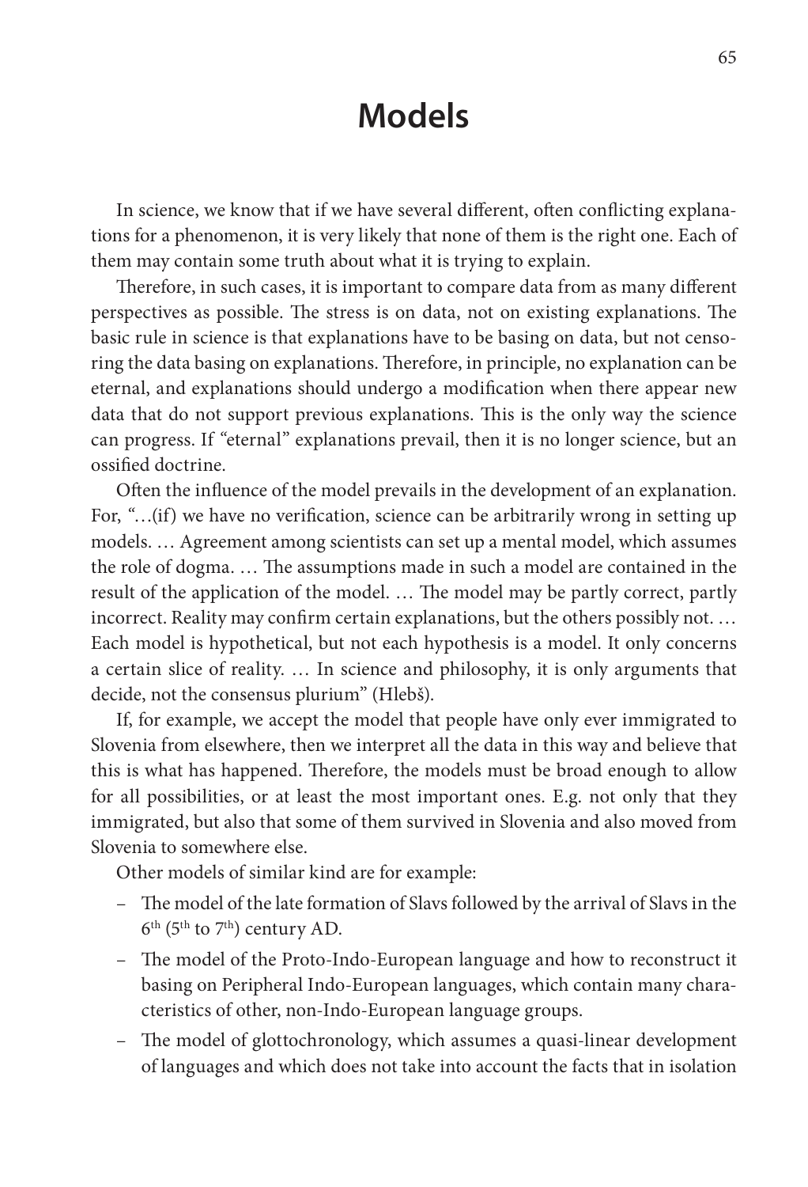# Models

In science, we know that if we have several different, often conflicting explanations for a phenomenon, it is very likely that none of them is the right one. Each of them may contain some truth about what it is trying to explain.

Therefore, in such cases, it is important to compare data from as many different perspectives as possible. The stress is on data, not on existing explanations. The basic rule in science is that explanations have to be basing on data, but not censoring the data basing on explanations. Therefore, in principle, no explanation can be eternal, and explanations should undergo a modification when there appear new data that do not support previous explanations. This is the only way the science can progress. If "eternal" explanations prevail, then it is no longer science, but an ossified doctrine.

Often the influence of the model prevails in the development of an explanation. For, "…(if) we have no verification, science can be arbitrarily wrong in setting up models. … Agreement among scientists can set up a mental model, which assumes the role of dogma. … The assumptions made in such a model are contained in the result of the application of the model. … The model may be partly correct, partly incorrect. Reality may confirm certain explanations, but the others possibly not. … Each model is hypothetical, but not each hypothesis is a model. It only concerns a certain slice of reality. … In science and philosophy, it is only arguments that decide, not the consensus plurium" (Hlebš).

If, for example, we accept the model that people have only ever immigrated to Slovenia from elsewhere, then we interpret all the data in this way and believe that this is what has happened. Therefore, the models must be broad enough to allow for all possibilities, or at least the most important ones. E.g. not only that they immigrated, but also that some of them survived in Slovenia and also moved from Slovenia to somewhere else.

Other models of similar kind are for example:

- The model of the late formation of Slavs followed by the arrival of Slavs in the 6th (5th to 7th) century AD.
- The model of the Proto-Indo-European language and how to reconstruct it basing on Peripheral Indo-European languages, which contain many characteristics of other, non-Indo-European language groups.
- The model of glottochronology, which assumes a quasi-linear development of languages and which does not take into account the facts that in isolation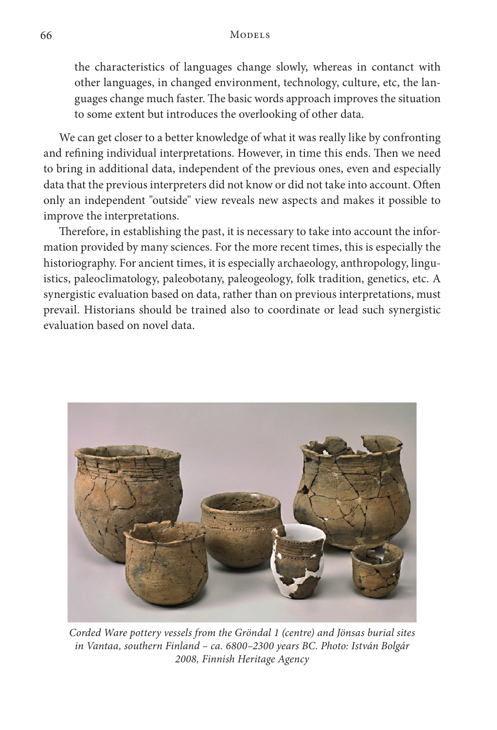the characteristics of languages change slowly, whereas in contanct with other languages, in changed environment, technology, culture, etc, the languages change much faster. The basic words approach improves the situation to some extent but introduces the overlooking of other data.

We can get closer to a better knowledge of what it was really like by confronting and refining individual interpretations. However, in time this ends. Then we need to bring in additional data, independent of the previous ones, even and especially data that the previous interpreters did not know or did not take into account. Often only an independent "outside" view reveals new aspects and makes it possible to improve the interpretations.

Therefore, in establishing the past, it is necessary to take into account the information provided by many sciences. For the more recent times, this is especially the historiography. For ancient times, it is especially archaeology, anthropology, linguistics, paleoclimatology, paleobotany, paleogeology, folk tradition, genetics, etc. A synergistic evaluation based on data, rather than on previous interpretations, must prevail. Historians should be trained also to coordinate or lead such synergistic evaluation based on novel data.

*Corded Ware pottery vessels from the Gröndal 1 (centre) and Jönsas burial sites in Vantaa, southern Finland – ca. 6800–2300 years BC. Photo: István Bolgár 2008, Finnish Heritage Agency*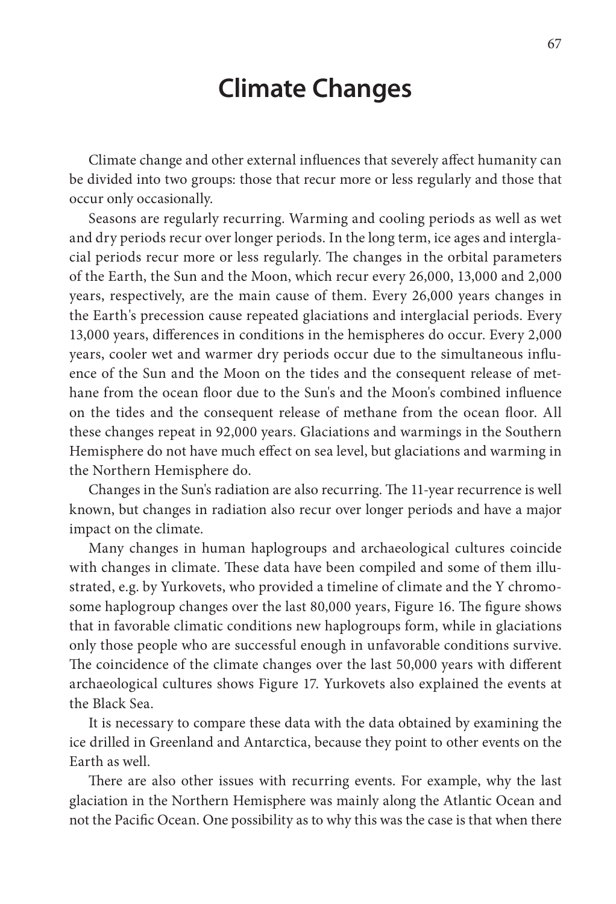# Climate Changes

Climate change and other external influences that severely affect humanity can be divided into two groups: those that recur more or less regularly and those that occur only occasionally.

Seasons are regularly recurring. Warming and cooling periods as well as wet and dry periods recur over longer periods. In the long term, ice ages and interglacial periods recur more or less regularly. The changes in the orbital parameters of the Earth, the Sun and the Moon, which recur every 26,000, 13,000 and 2,000 years, respectively, are the main cause of them. Every 26,000 years changes in the Earth's precession cause repeated glaciations and interglacial periods. Every 13,000 years, differences in conditions in the hemispheres do occur. Every 2,000 years, cooler wet and warmer dry periods occur due to the simultaneous influence of the Sun and the Moon on the tides and the consequent release of methane from the ocean floor due to the Sun's and the Moon's combined influence on the tides and the consequent release of methane from the ocean floor. All these changes repeat in 92,000 years. Glaciations and warmings in the Southern Hemisphere do not have much effect on sea level, but glaciations and warming in the Northern Hemisphere do.

Changes in the Sun's radiation are also recurring. The 11-year recurrence is well known, but changes in radiation also recur over longer periods and have a major impact on the climate.

Many changes in human haplogroups and archaeological cultures coincide with changes in climate. These data have been compiled and some of them illustrated, e.g. by Yurkovets, who provided a timeline of climate and the Y chromosome haplogroup changes over the last 80,000 years, Figure 16. The figure shows that in favorable climatic conditions new haplogroups form, while in glaciations only those people who are successful enough in unfavorable conditions survive. The coincidence of the climate changes over the last 50,000 years with different archaeological cultures shows Figure 17. Yurkovets also explained the events at the Black Sea.

It is necessary to compare these data with the data obtained by examining the ice drilled in Greenland and Antarctica, because they point to other events on the Earth as well.

There are also other issues with recurring events. For example, why the last glaciation in the Northern Hemisphere was mainly along the Atlantic Ocean and not the Pacific Ocean. One possibility as to why this was the case is that when there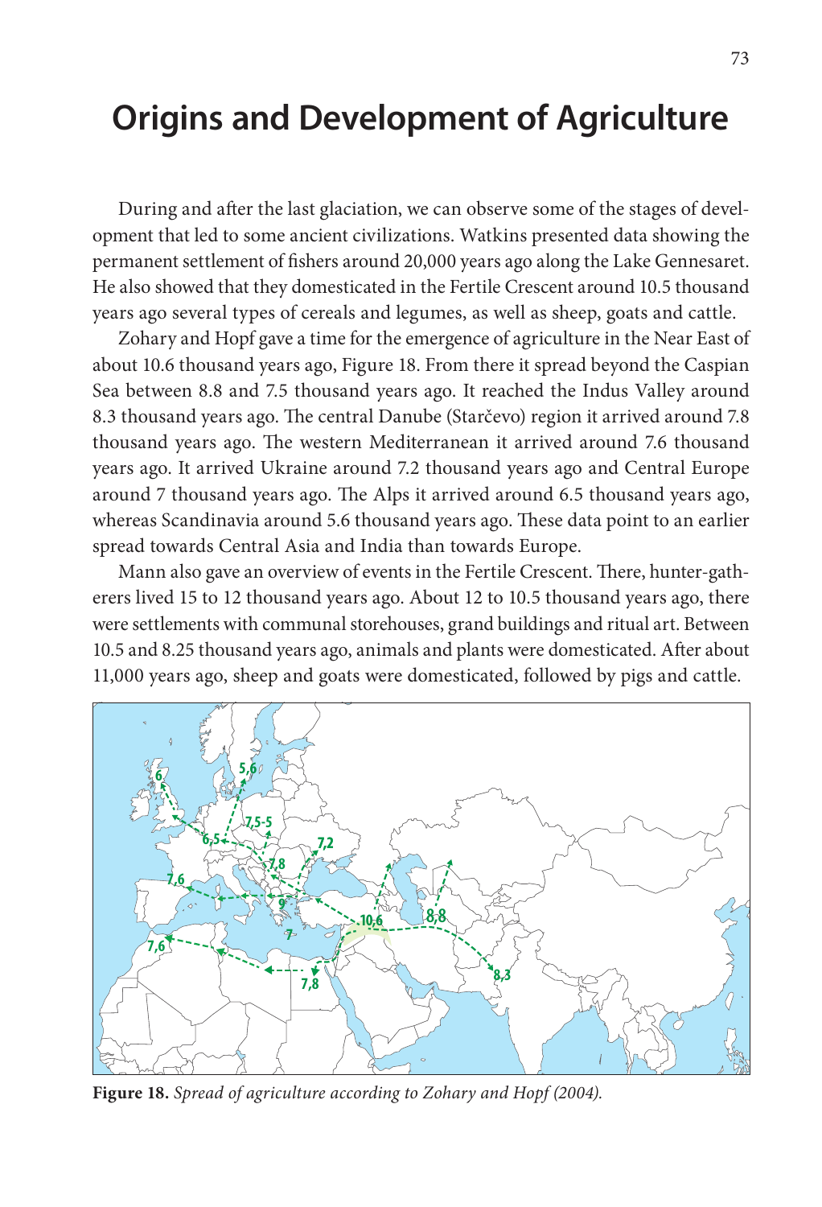# Origins and Development of Agriculture

During and after the last glaciation, we can observe some of the stages of development that led to some ancient civilizations. Watkins presented data showing the permanent settlement of fishers around 20,000 years ago along the Lake Gennesaret. He also showed that they domesticated in the Fertile Crescent around 10.5 thousand years ago several types of cereals and legumes, as well as sheep, goats and cattle.

Zohary and Hopf gave a time for the emergence of agriculture in the Near East of about 10.6 thousand years ago, Figure 18. From there it spread beyond the Caspian Sea between 8.8 and 7.5 thousand years ago. It reached the Indus Valley around 8.3 thousand years ago. The central Danube (Starčevo) region it arrived around 7.8 thousand years ago. The western Mediterranean it arrived around 7.6 thousand years ago. It arrived Ukraine around 7.2 thousand years ago and Central Europe around 7 thousand years ago. The Alps it arrived around 6.5 thousand years ago, whereas Scandinavia around 5.6 thousand years ago. These data point to an earlier spread towards Central Asia and India than towards Europe.

Mann also gave an overview of events in the Fertile Crescent. There, hunter-gatherers lived 15 to 12 thousand years ago. About 12 to 10.5 thousand years ago, there were settlements with communal storehouses, grand buildings and ritual art. Between 10.5 and 8.25 thousand years ago, animals and plants were domesticated. After about 11,000 years ago, sheep and goats were domesticated, followed by pigs and cattle.

**Figure 18.** *Spread of agriculture according to Zohary and Hopf (2004).*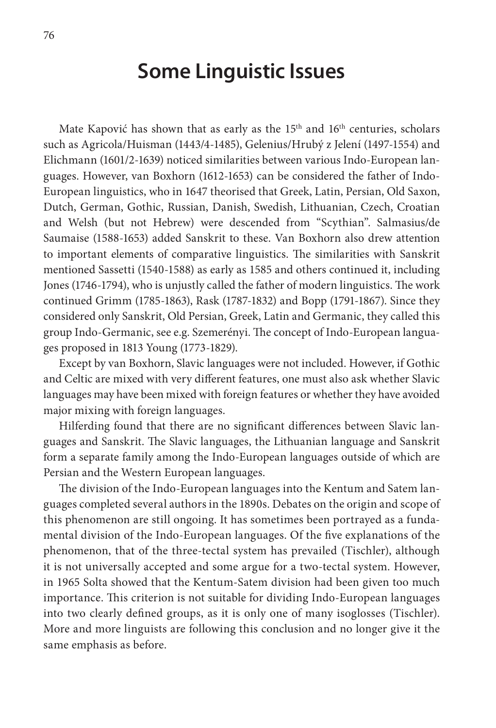# Some Linguistic Issues

Mate Kapović has shown that as early as the 15th and 16th centuries, scholars such as Agricola/Huisman (1443/4-1485), Gelenius/Hrubý z Jelení (1497-1554) and Elichmann (1601/2-1639) noticed similarities between various Indo-European languages. However, van Boxhorn (1612-1653) can be considered the father of Indo-European linguistics, who in 1647 theorised that Greek, Latin, Persian, Old Saxon, Dutch, German, Gothic, Russian, Danish, Swedish, Lithuanian, Czech, Croatian and Welsh (but not Hebrew) were descended from "Scythian". Salmasius/de Saumaise (1588-1653) added Sanskrit to these. Van Boxhorn also drew attention to important elements of comparative linguistics. The similarities with Sanskrit mentioned Sassetti (1540-1588) as early as 1585 and others continued it, including Jones (1746-1794), who is unjustly called the father of modern linguistics. The work continued Grimm (1785-1863), Rask (1787-1832) and Bopp (1791-1867). Since they considered only Sanskrit, Old Persian, Greek, Latin and Germanic, they called this group Indo-Germanic, see e.g. Szemerényi. The concept of Indo-European languages proposed in 1813 Young (1773-1829).

Except by van Boxhorn, Slavic languages were not included. However, if Gothic and Celtic are mixed with very different features, one must also ask whether Slavic languages may have been mixed with foreign features or whether they have avoided major mixing with foreign languages.

Hilferding found that there are no significant differences between Slavic languages and Sanskrit. The Slavic languages, the Lithuanian language and Sanskrit form a separate family among the Indo-European languages outside of which are Persian and the Western European languages.

The division of the Indo-European languages into the Kentum and Satem languages completed several authors in the 1890s. Debates on the origin and scope of this phenomenon are still ongoing. It has sometimes been portrayed as a fundamental division of the Indo-European languages. Of the five explanations of the phenomenon, that of the three-tectal system has prevailed (Tischler), although it is not universally accepted and some argue for a two-tectal system. However, in 1965 Solta showed that the Kentum-Satem division had been given too much importance. This criterion is not suitable for dividing Indo-European languages into two clearly defined groups, as it is only one of many isoglosses (Tischler). More and more linguists are following this conclusion and no longer give it the same emphasis as before.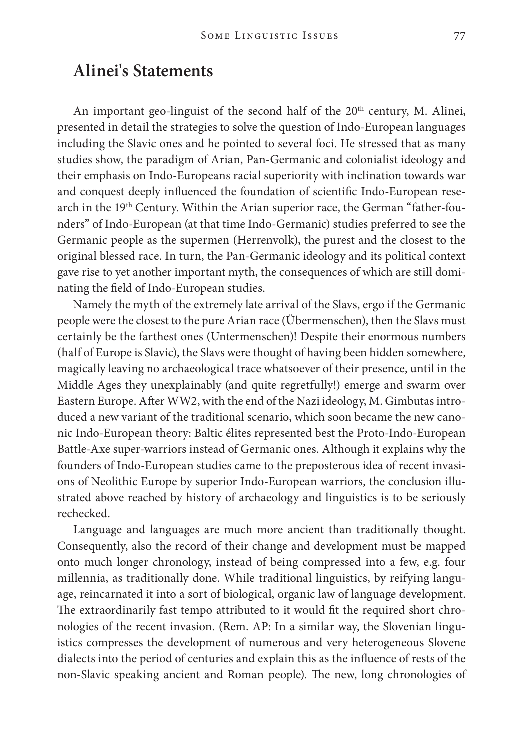## Alinei's Statements

An important geo-linguist of the second half of the 20th century, M. Alinei, presented in detail the strategies to solve the question of Indo-European languages including the Slavic ones and he pointed to several foci. He stressed that as many studies show, the paradigm of Arian, Pan-Germanic and colonialist ideology and their emphasis on Indo-Europeans racial superiority with inclination towards war and conquest deeply influenced the foundation of scientific Indo-European research in the 19th Century. Within the Arian superior race, the German "father-founders" of Indo-European (at that time Indo-Germanic) studies preferred to see the Germanic people as the supermen (Herrenvolk), the purest and the closest to the original blessed race. In turn, the Pan-Germanic ideology and its political context gave rise to yet another important myth, the consequences of which are still dominating the field of Indo-European studies.

Namely the myth of the extremely late arrival of the Slavs, ergo if the Germanic people were the closest to the pure Arian race (Übermenschen), then the Slavs must certainly be the farthest ones (Untermenschen)! Despite their enormous numbers (half of Europe is Slavic), the Slavs were thought of having been hidden somewhere, magically leaving no archaeological trace whatsoever of their presence, until in the Middle Ages they unexplainably (and quite regretfully!) emerge and swarm over Eastern Europe. After WW2, with the end of the Nazi ideology, M. Gimbutas introduced a new variant of the traditional scenario, which soon became the new canonic Indo-European theory: Baltic élites represented best the Proto-Indo-European Battle-Axe super-warriors instead of Germanic ones. Although it explains why the founders of Indo-European studies came to the preposterous idea of recent invasions of Neolithic Europe by superior Indo-European warriors, the conclusion illustrated above reached by history of archaeology and linguistics is to be seriously rechecked.

Language and languages are much more ancient than traditionally thought. Consequently, also the record of their change and development must be mapped onto much longer chronology, instead of being compressed into a few, e.g. four millennia, as traditionally done. While traditional linguistics, by reifying language, reincarnated it into a sort of biological, organic law of language development. The extraordinarily fast tempo attributed to it would fit the required short chronologies of the recent invasion. (Rem. AP: In a similar way, the Slovenian linguistics compresses the development of numerous and very heterogeneous Slovene dialects into the period of centuries and explain this as the influence of rests of the non-Slavic speaking ancient and Roman people). The new, long chronologies of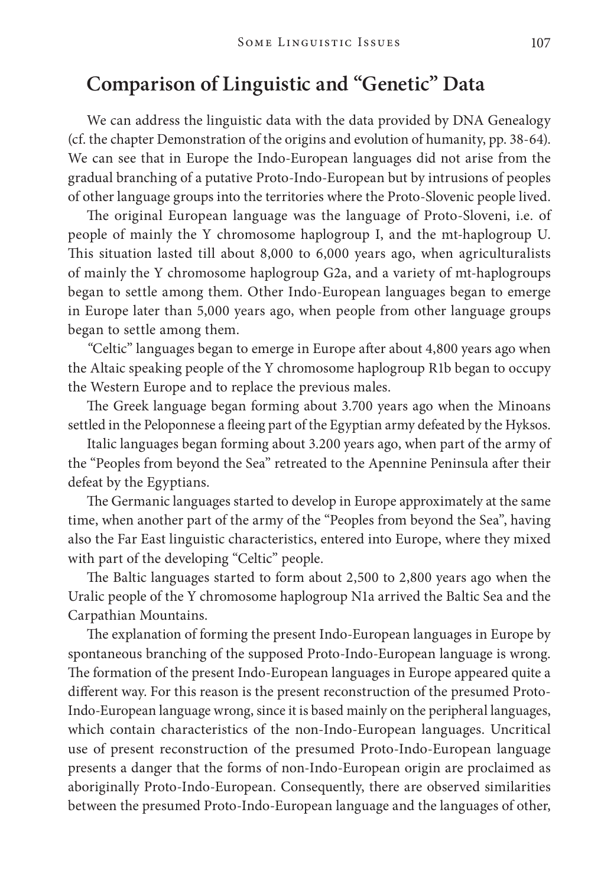## Comparison of Linguistic and "Genetic" Data

We can address the linguistic data with the data provided by DNA Genealogy (cf. the chapter Demonstration of the origins and evolution of humanity, pp. 38-64). We can see that in Europe the Indo-European languages did not arise from the gradual branching of a putative Proto-Indo-European but by intrusions of peoples of other language groups into the territories where the Proto-Slovenic people lived.

The original European language was the language of Proto-Sloveni, i.e. of people of mainly the Y chromosome haplogroup I, and the mt-haplogroup U. This situation lasted till about 8,000 to 6,000 years ago, when agriculturalists of mainly the Y chromosome haplogroup G2a, and a variety of mt-haplogroups began to settle among them. Other Indo-European languages began to emerge in Europe later than 5,000 years ago, when people from other language groups began to settle among them.

"Celtic" languages began to emerge in Europe after about 4,800 years ago when the Altaic speaking people of the Y chromosome haplogroup R1b began to occupy the Western Europe and to replace the previous males.

The Greek language began forming about 3.700 years ago when the Minoans settled in the Peloponnese a fleeing part of the Egyptian army defeated by the Hyksos.

Italic languages began forming about 3.200 years ago, when part of the army of the "Peoples from beyond the Sea" retreated to the Apennine Peninsula after their defeat by the Egyptians.

The Germanic languages started to develop in Europe approximately at the same time, when another part of the army of the "Peoples from beyond the Sea", having also the Far East linguistic characteristics, entered into Europe, where they mixed with part of the developing "Celtic" people.

The Baltic languages started to form about 2,500 to 2,800 years ago when the Uralic people of the Y chromosome haplogroup N1a arrived the Baltic Sea and the Carpathian Mountains.

The explanation of forming the present Indo-European languages in Europe by spontaneous branching of the supposed Proto-Indo-European language is wrong. The formation of the present Indo-European languages in Europe appeared quite a different way. For this reason is the present reconstruction of the presumed Proto-Indo-European language wrong, since it is based mainly on the peripheral languages, which contain characteristics of the non-Indo-European languages. Uncritical use of present reconstruction of the presumed Proto-Indo-European language presents a danger that the forms of non-Indo-European origin are proclaimed as aboriginally Proto-Indo-European. Consequently, there are observed similarities between the presumed Proto-Indo-European language and the languages of other,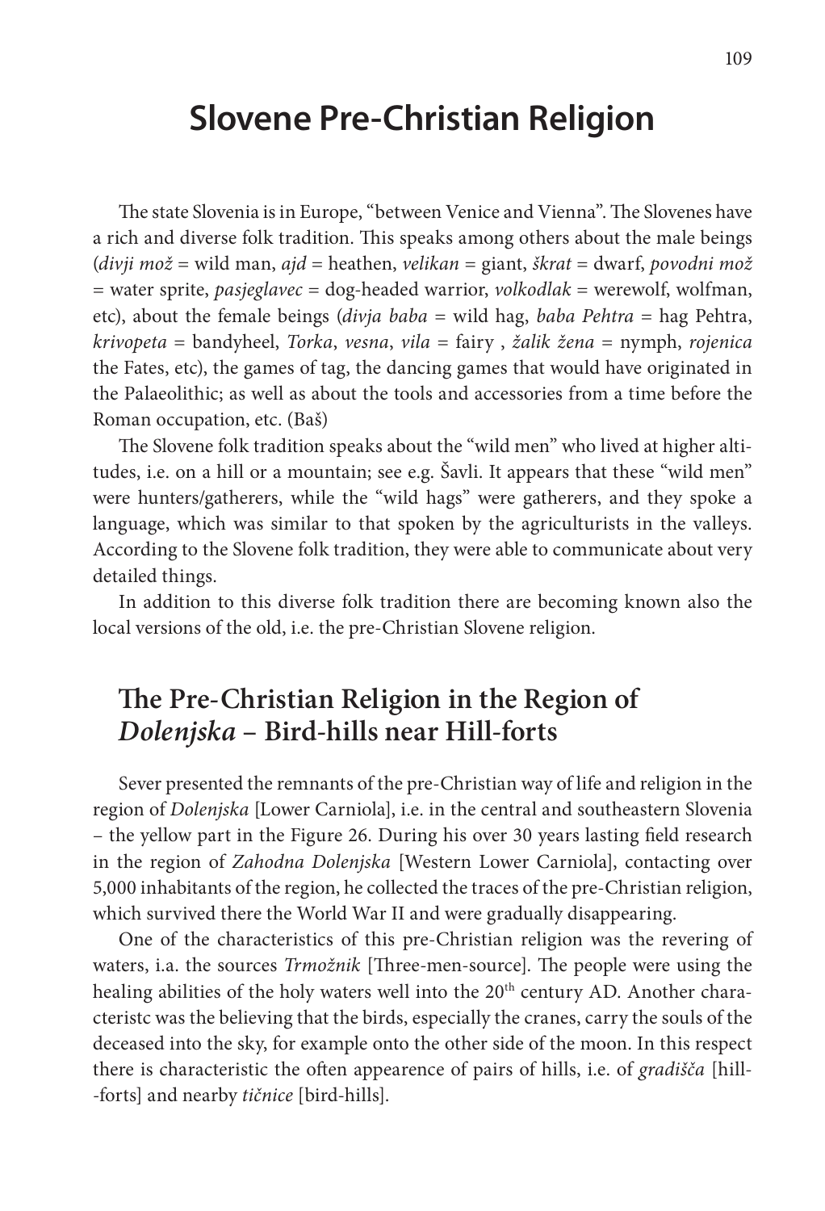# Slovene Pre-Christian Religion

The state Slovenia is in Europe, "between Venice and Vienna". The Slovenes have a rich and diverse folk tradition. This speaks among others about the male beings (*divji mož* = wild man, *ajd* = heathen, *velikan* = giant, *škrat* = dwarf, *povodni mož* = water sprite, *pasjeglavec* = dog-headed warrior, *volkodlak* = werewolf, wolfman, etc), about the female beings (*divja baba* = wild hag, *baba Pehtra* = hag Pehtra, *krivopeta* = bandyheel, *Torka*, *vesna*, *vila* = fairy , *žalik žena* = nymph, *rojenica* the Fates, etc), the games of tag, the dancing games that would have originated in the Palaeolithic; as well as about the tools and accessories from a time before the Roman occupation, etc. (Baš)

The Slovene folk tradition speaks about the "wild men" who lived at higher altitudes, i.e. on a hill or a mountain; see e.g. Šavli. It appears that these "wild men" were hunters/gatherers, while the "wild hags" were gatherers, and they spoke a language, which was similar to that spoken by the agriculturists in the valleys. According to the Slovene folk tradition, they were able to communicate about very detailed things.

In addition to this diverse folk tradition there are becoming known also the local versions of the old, i.e. the pre-Christian Slovene religion.

## The Pre-Christian Religion in the Region of *Dolenjska* – Bird-hills near Hill-forts

Sever presented the remnants of the pre-Christian way of life and religion in the region of *Dolenjska* [Lower Carniola], i.e. in the central and southeastern Slovenia – the yellow part in the Figure 26. During his over 30 years lasting field research in the region of *Zahodna Dolenjska* [Western Lower Carniola], contacting over 5,000 inhabitants of the region, he collected the traces of the pre-Christian religion, which survived there the World War II and were gradually disappearing.

One of the characteristics of this pre-Christian religion was the revering of waters, i.a. the sources *Trmožnik* [Three-men-source]. The people were using the healing abilities of the holy waters well into the 20th century AD. Another characteristc was the believing that the birds, especially the cranes, carry the souls of the deceased into the sky, for example onto the other side of the moon. In this respect there is characteristic the often appearence of pairs of hills, i.e. of *gradišča* [hill-forts] and nearby *tičnice* [bird-hills].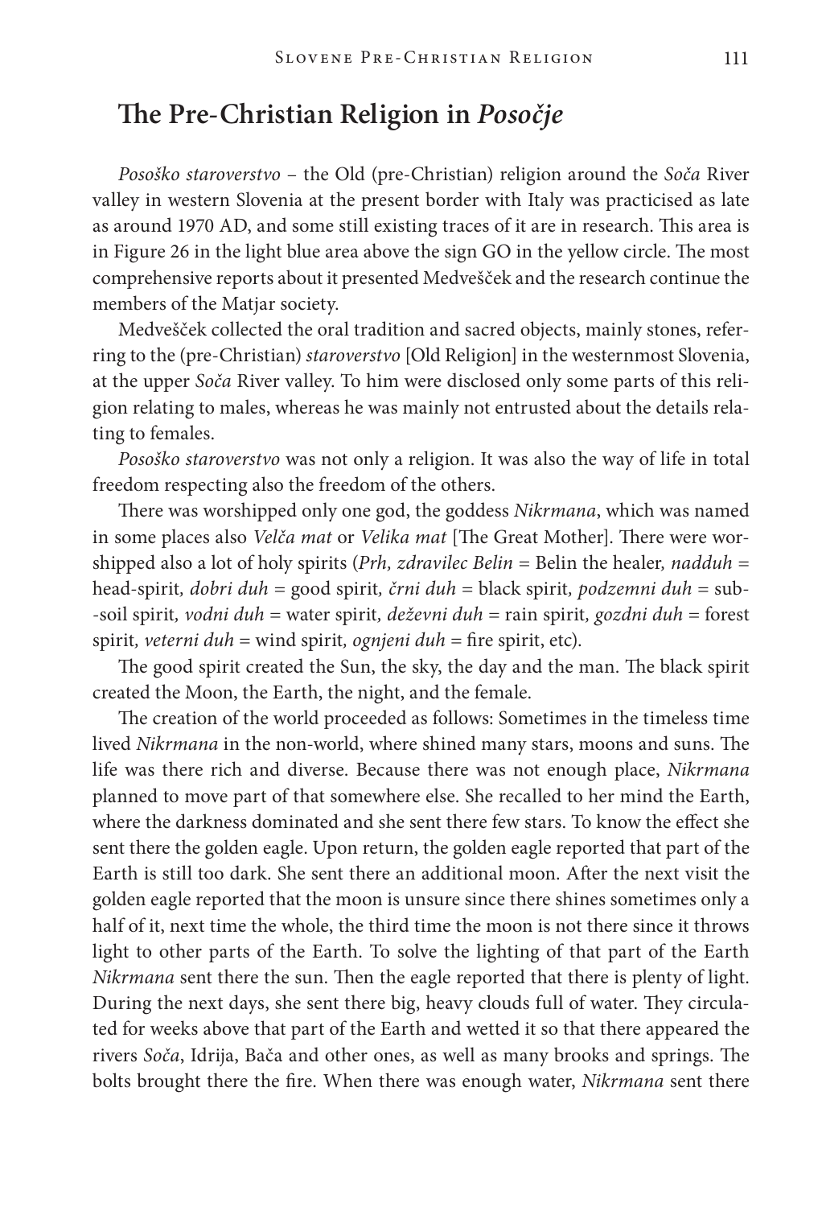## The Pre-Christian Religion in *Posočje*

*Posoško staroverstvo* – the Old (pre-Christian) religion around the *Soča* River valley in western Slovenia at the present border with Italy was practiced as late as around 1970 AD, and some still existing traces of it are in research. This area is in Figure 26 in the light blue area above the sign GO in the yellow circle. The most comprehensive reports about it presented Medveščék and the research continue the members of the Matjar society.

Medveščék collected the oral tradition and sacred objects, mainly stones, referring to the (pre-Christian) *staroverstvo* [Old Religion] in the westernmost Slovenia, at the upper *Soča* River valley. To him were disclosed only some parts of this religion relating to males, whereas he was mainly not entrusted about the details relating to females.

*Posoško staroverstvo* was not only a religion. It was also the way of life in total freedom respecting also the freedom of the others.

There was worshipped only one god, the goddess *Nikrmana*, which was named in some places also *Velča mat* or *Velika mat* [The Great Mother]. There were worshipped also a lot of holy spirits (*Prh, zdravilec Belin* = Belin the healer, *nadduh* = head-spirit, *dobri duh* = good spirit, *črni duh* = black spirit, *podzemni duh* = sub-soil spirit, *vodni duh* = water spirit, *deževni duh* = rain spirit, *gozdni duh* = forest spirit, *veterni duh* = wind spirit, *ognjeni duh* = fire spirit, etc).

The good spirit created the Sun, the sky, the day and the man. The black spirit created the Moon, the Earth, the night, and the female.

The creation of the world proceeded as follows: Sometimes in the timeless time lived *Nikrmana* in the non-world, where shined many stars, moons and suns. The life was there rich and diverse. Because there was not enough place, *Nikrmana* planned to move part of that somewhere else. She recalled to her mind the Earth, where the darkness dominated and she sent there few stars. To know the effect she sent there the golden eagle. Upon return, the golden eagle reported that part of the Earth is still too dark. She sent there an additional moon. After the next visit the golden eagle reported that the moon is unsure since there shines sometimes only a half of it, next time the whole, the third time the moon is not there since it throws light to other parts of the Earth. To solve the lighting of that part of the Earth *Nikrmana* sent there the sun. Then the eagle reported that there is plenty of light. During the next days, she sent there big, heavy clouds full of water. They circulated for weeks above that part of the Earth and wetted it so that there appeared the rivers *Soča*, Idrija, Bača and other ones, as well as many brooks and springs. The bolts brought there the fire. When there was enough water, *Nikrmana* sent there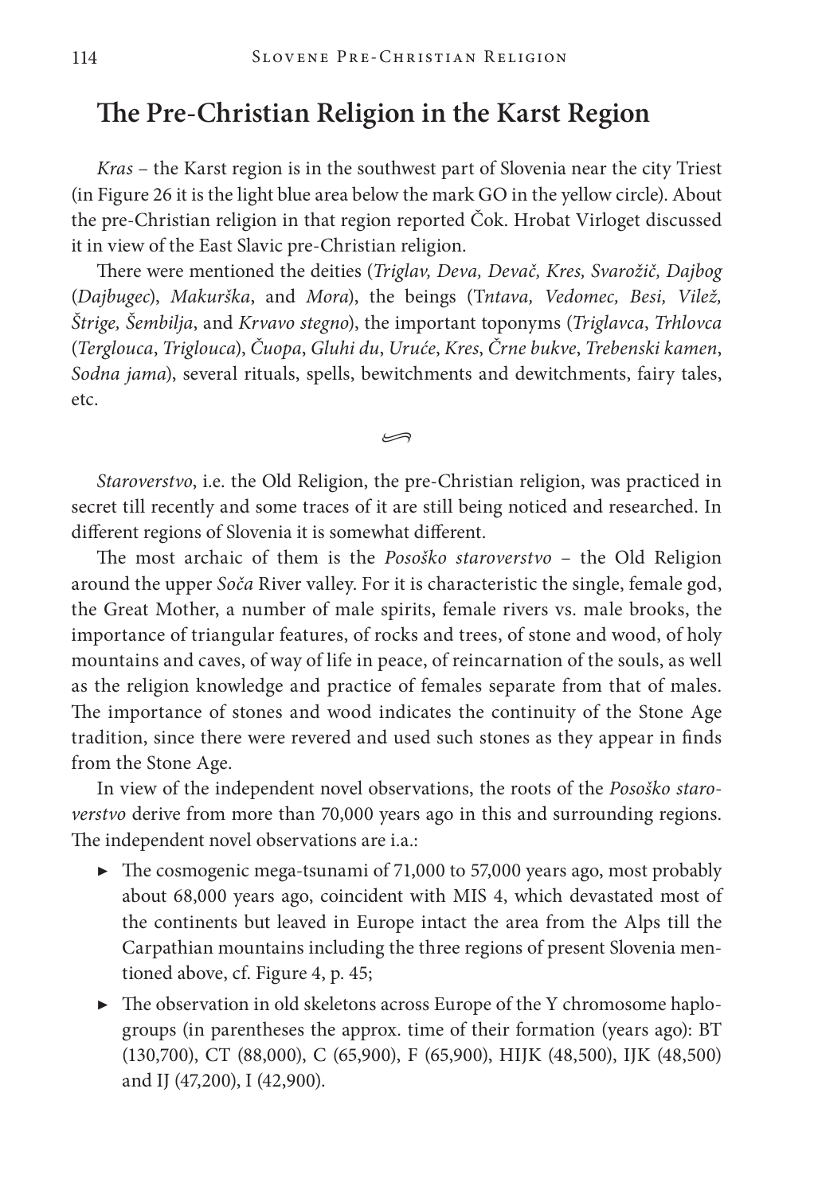# The Pre-Christian Religion in the Karst Region

*Kras* – the Karst region is in the southwest part of Slovenia near the city Triest (in Figure 26 it is the light blue area below the mark GO in the yellow circle). About the pre-Christian religion in that region reported Čok. Hrobat Virloget discussed it in view of the East Slavic pre-Christian religion.

There were mentioned the deities (*Triglav, Deva, Devač, Kres, Svarožič, Dajbog* (*Dajbugec*), *Makurška*, and *Mora*), the beings (T*ntava, Vedomec, Besi, Vilež, Štrige, Šembilja*, and *Krvavo stegno*), the important toponyms (*Triglavca*, *Trhlovca* (*Terglouca*, *Triglouca*), *Čuopa*, *Gluhi du*, *Uruće*, *Kres*, *Črne bukve*, *Trebenski kamen*, *Sodna jama*), several rituals, spells, bewitchments and dewitchments, fairy tales, etc.

*Staroverstvo*, i.e. the Old Religion, the pre-Christian religion, was practiced in secret till recently and some traces of it are still being noticed and researched. In different regions of Slovenia it is somewhat different.

The most archaic of them is the *Posoško staroverstvo* – the Old Religion around the upper *Soča* River valley. For it is characteristic the single, female god, the Great Mother, a number of male spirits, female rivers vs. male brooks, the importance of triangular features, of rocks and trees, of stone and wood, of holy mountains and caves, of way of life in peace, of reincarnation of the souls, as well as the religion knowledge and practice of females separate from that of males. The importance of stones and wood indicates the continuity of the Stone Age tradition, since there were revered and used such stones as they appear in finds from the Stone Age.

In view of the independent novel observations, the roots of the *Posoško staroverstvo* derive from more than 70,000 years ago in this and surrounding regions. The independent novel observations are i.a.:

- The cosmogenic mega-tsunami of 71,000 to 57,000 years ago, most probably about 68,000 years ago, coincident with MIS 4, which devastated most of the continents but leaved in Europe intact the area from the Alps till the Carpathian mountains including the three regions of present Slovenia mentioned above, cf. Figure 4, p. 45;
- The observation in old skeletons across Europe of the Y chromosome haplogroups (in parentheses the approx. time of their formation (years ago): BT (130,700), CT (88,000), C (65,900), F (65,900), HIJK (48,500), IJK (48,500) and IJ (47,200), I (42,900).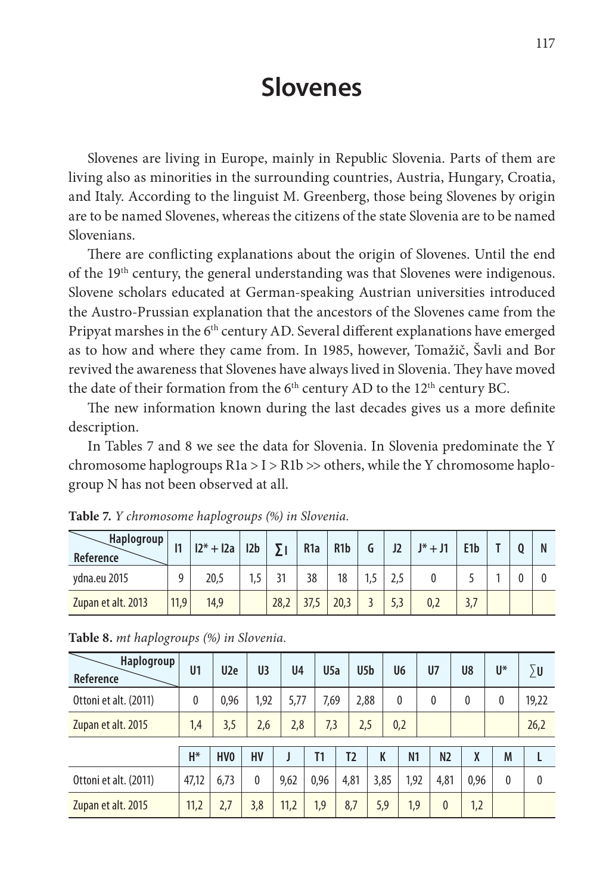# Slovenes

Slovenes are living in Europe, mainly in Republic Slovenia. Parts of them are living also as minorities in the surrounding countries, Austria, Hungary, Croatia, and Italy. According to the linguist M. Greenberg, those being Slovenes by origin are to be named Slovenes, whereas the citizens of the state Slovenia are to be named Slovenians.

There are conflicting explanations about the origin of Slovenes. Until the end of the 19th century, the general understanding was that Slovenes were indigenous. Slovene scholars educated at German-speaking Austrian universities introduced the Austro-Prussian explanation that the ancestors of the Slovenes came from the Pripyat marshes in the 6th century AD. Several different explanations have emerged as to how and where they came from. In 1985, however, Tomažič, Šavli and Bor revived the awareness that Slovenes have always lived in Slovenia. They have moved the date of their formation from the 6th century AD to the 12th century BC.

The new information known during the last decades gives us a more definite description.

In Tables 7 and 8 we see the data for Slovenia. In Slovenia predominate the Y chromosome haplogroups R1a > I > R1b >> others, while the Y chromosome haplogroup N has not been observed at all.

**Table 7.** *Y chromosome haplogroups (%) in Slovenia.*

| Haplogroup / Reference | I1 | I2* + I2a | I2b | ∑ I | R1a | R1b | G | J2 | J* + J1 | E1b | T | Q | N |
|---|---|---|---|---|---|---|---|---|---|---|---|---|---|
| ydna.eu 2015 | 9 | 20,5 | 1,5 | 31 | 38 | 18 | 1,5 | 2,5 | 0 | 5 | 1 | 0 | 0 |
| Zupan et alt. 2013 | 11,9 | 14,9 | | 28,2 | 37,5 | 20,3 | 3 | 5,3 | 0,2 | 3,7 | | | |

**Table 8.** *mt haplogroups (%) in Slovenia.*

| Haplogroup / Reference | U1 | U2e | U3 | U4 | U5a | U5b | U6 | U7 | U8 | U* | ∑U |
|---|---|---|---|---|---|---|---|---|---|---|---|
| Ottoni et alt. (2011) | 0 | 0,96 | 1,92 | 5,77 | 7,69 | 2,88 | 0 | 0 | 0 | 0 | 19,22 |
| Zupan et alt. 2015 | 1,4 | 3,5 | 2,6 | 2,8 | 7,3 | 2,5 | 0,2 | | | | 26,2 |

| | H* | HV0 | HV | J | T1 | T2 | K | N1 | N2 | X | M | L |
|---|---|---|---|---|---|---|---|---|---|---|---|---|
| Ottoni et alt. (2011) | 47,12 | 6,73 | 0 | 9,62 | 0,96 | 4,81 | 3,85 | 1,92 | 4,81 | 0,96 | 0 | 0 |
| Zupan et alt. 2015 | 11,2 | 2,7 | 3,8 | 11,2 | 1,9 | 8,7 | 5,9 | 1,9 | 0 | 1,2 | | |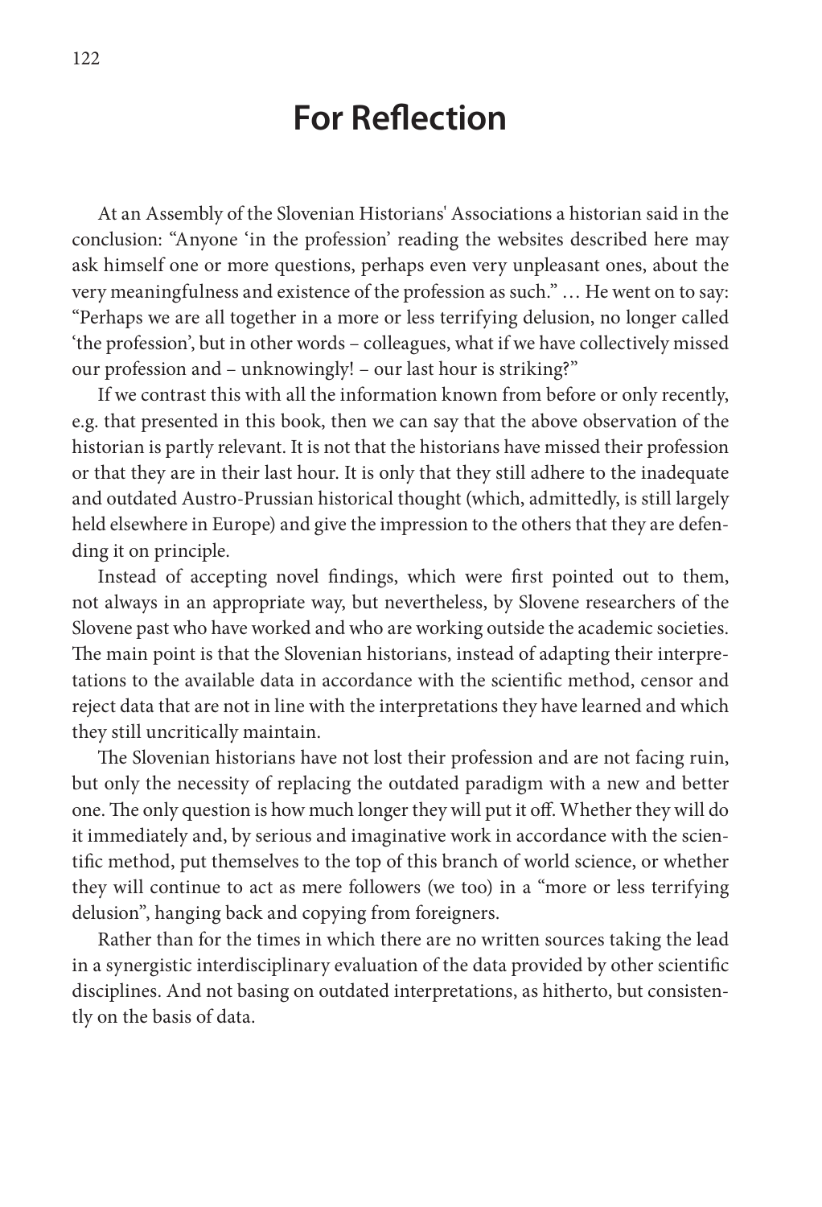# For Reflection

At an Assembly of the Slovenian Historians' Associations a historian said in the conclusion: "Anyone 'in the profession' reading the websites described here may ask himself one or more questions, perhaps even very unpleasant ones, about the very meaningfulness and existence of the profession as such." … He went on to say: "Perhaps we are all together in a more or less terrifying delusion, no longer called 'the profession', but in other words – colleagues, what if we have collectively missed our profession and – unknowingly! – our last hour is striking?"

If we contrast this with all the information known from before or only recently, e.g. that presented in this book, then we can say that the above observation of the historian is partly relevant. It is not that the historians have missed their profession or that they are in their last hour. It is only that they still adhere to the inadequate and outdated Austro-Prussian historical thought (which, admittedly, is still largely held elsewhere in Europe) and give the impression to the others that they are defending it on principle.

Instead of accepting novel findings, which were first pointed out to them, not always in an appropriate way, but nevertheless, by Slovene researchers of the Slovene past who have worked and who are working outside the academic societies. The main point is that the Slovenian historians, instead of adapting their interpretations to the available data in accordance with the scientific method, censor and reject data that are not in line with the interpretations they have learned and which they still uncritically maintain.

The Slovenian historians have not lost their profession and are not facing ruin, but only the necessity of replacing the outdated paradigm with a new and better one. The only question is how much longer they will put it off. Whether they will do it immediately and, by serious and imaginative work in accordance with the scientific method, put themselves to the top of this branch of world science, or whether they will continue to act as mere followers (we too) in a "more or less terrifying delusion", hanging back and copying from foreigners.

Rather than for the times in which there are no written sources taking the lead in a synergistic interdisciplinary evaluation of the data provided by other scientific disciplines. And not basing on outdated interpretations, as hitherto, but consistently on the basis of data.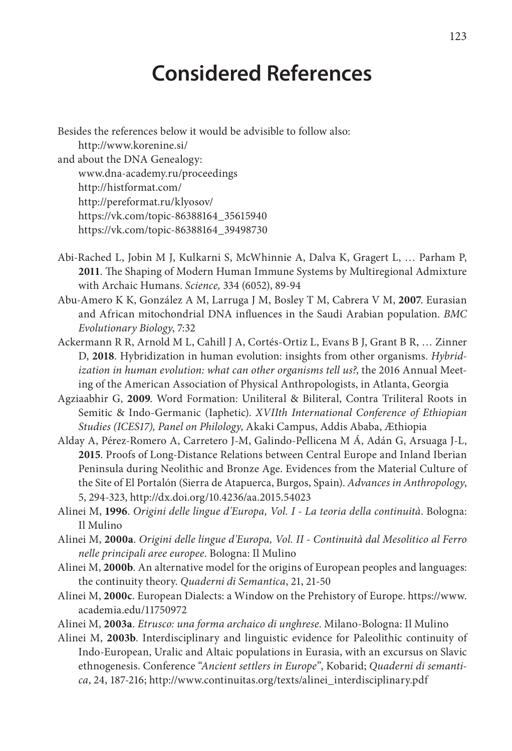# Considered References

Besides the references below it would be advisible to follow also:

http://www.korenine.si/

and about the DNA Genealogy:

www.dna-academy.ru/proceedings
http://histformat.com/
http://pereformat.ru/klyosov/
https://vk.com/topic-86388164_35615940
https://vk.com/topic-86388164_39498730

Abi-Rached L, Jobin M J, Kulkarni S, McWhinnie A, Dalva K, Gragert L, … Parham P, **2011**. The Shaping of Modern Human Immune Systems by Multiregional Admixture with Archaic Humans. *Science,* 334 (6052), 89-94

Abu-Amero K K, González A M, Larruga J M, Bosley T M, Cabrera V M, **2007**. Eurasian and African mitochondrial DNA influences in the Saudi Arabian population. *BMC Evolutionary Biology*, 7:32

Ackermann R R, Arnold M L, Cahill J A, Cortés-Ortiz L, Evans B J, Grant B R, … Zinner D, **2018**. Hybridization in human evolution: insights from other organisms. *Hybridization in human evolution: what can other organisms tell us?*, the 2016 Annual Meeting of the American Association of Physical Anthropologists, in Atlanta, Georgia

Agziaabhir G, **2009**. Word Formation: Uniliteral & Biliteral, Contra Triliteral Roots in Semitic & Indo-Germanic (Iaphetic). *XVIIth International Conference of Ethiopian Studies (ICES17), Panel on Philology*, Akaki Campus, Addis Ababa, Æthiopia

Alday A, Pérez-Romero A, Carretero J-M, Galindo-Pellicena M Á, Adán G, Arsuaga J-L, **2015**. Proofs of Long-Distance Relations between Central Europe and Inland Iberian Peninsula during Neolithic and Bronze Age. Evidences from the Material Culture of the Site of El Portalón (Sierra de Atapuerca, Burgos, Spain). *Advances in Anthropology*, 5, 294-323, http://dx.doi.org/10.4236/aa.2015.54023

Alinei M, **1996**. *Origini delle lingue d'Europa, Vol. I - La teoria della continuità*. Bologna: Il Mulino

Alinei M, **2000a**. *Origini delle lingue d'Europa, Vol. II - Continuità dal Mesolitico al Ferro nelle principali aree europee*. Bologna: Il Mulino

Alinei M, **2000b**. An alternative model for the origins of European peoples and languages: the continuity theory. *Quaderni di Semantica*, 21, 21-50

Alinei M, **2000c**. European Dialects: a Window on the Prehistory of Europe. https://www.academia.edu/11750972

Alinei M, **2003a**. *Etrusco: una forma archaico di unghrese.* Milano-Bologna: Il Mulino

Alinei M, **2003b**. Interdisciplinary and linguistic evidence for Paleolithic continuity of Indo-European, Uralic and Altaic populations in Eurasia, with an excursus on Slavic ethnogenesis. Conference "*Ancient settlers in Europe*", Kobarid; *Quaderni di semantica*, 24, 187-216; http://www.continuitas.org/texts/alinei_interdisciplinary.pdf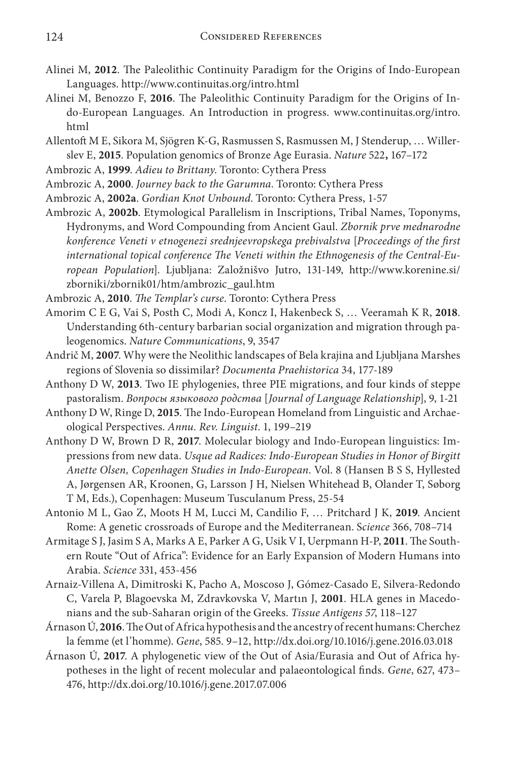Alinei M, **2012**. The Paleolithic Continuity Paradigm for the Origins of Indo-European Languages. http://www.continuitas.org/intro.html

Alinei M, Benozzo F, **2016**. The Paleolithic Continuity Paradigm for the Origins of Indo-European Languages. An Introduction in progress. www.continuitas.org/intro.html

Allentoft M E, Sikora M, Sjögren K-G, Rasmussen S, Rasmussen M, J Stenderup, … Willerslev E, **2015**. Population genomics of Bronze Age Eurasia. *Nature* 522**,** 167–172

Ambrozic A, **1999**. *Adieu to Brittany*. Toronto: Cythera Press

Ambrozic A, **2000**. *Journey back to the Garumna*. Toronto: Cythera Press

Ambrozic A, **2002a**. *Gordian Knot Unbound*. Toronto: Cythera Press, 1-57

Ambrozic A, **2002b**. Etymological Parallelism in Inscriptions, Tribal Names, Toponyms, Hydronyms, and Word Compounding from Ancient Gaul. *Zbornik prve mednarodne konference Veneti v etnogenezi srednjeevropskega prebivalstva* [*Proceedings of the first international topical conference The Veneti within the Ethnogenesis of the Central-European Population*]. Ljubljana: Založnišvo Jutro, 131-149, http://www.korenine.si/zborniki/zbornik01/htm/ambrozic_gaul.htm

Ambrozic A, **2010**. *The Templar's curse*. Toronto: Cythera Press

Amorim C E G, Vai S, Posth C, Modi A, Koncz I, Hakenbeck S, … Veeramah K R, **2018**. Understanding 6th-century barbarian social organization and migration through paleogenomics. *Nature Communications*, 9, 3547

Andrič M, **2007**. Why were the Neolithic landscapes of Bela krajina and Ljubljana Marshes regions of Slovenia so dissimilar? *Documenta Praehistorica* 34, 177-189

Anthony D W, **2013**. Two IE phylogenies, three PIE migrations, and four kinds of steppe pastoralism. *Вопросы языкового родства* [*Journal of Language Relationship*], 9, 1-21

Anthony D W, Ringe D, **2015**. The Indo-European Homeland from Linguistic and Archaeological Perspectives. *Annu. Rev. Linguist*. 1, 199–219

Anthony D W, Brown D R, **2017**. Molecular biology and Indo-European linguistics: Impressions from new data. *Usque ad Radices: Indo-European Studies in Honor of Birgitt Anette Olsen, Copenhagen Studies in Indo-European*. Vol. 8 (Hansen B S S, Hyllested A, Jørgensen AR, Kroonen, G, Larsson J H, Nielsen Whitehead B, Olander T, Søborg T M, Eds.), Copenhagen: Museum Tusculanum Press, 25-54

Antonio M L, Gao Z, Moots H M, Lucci M, Candilio F, … Pritchard J K, **2019**. Ancient Rome: A genetic crossroads of Europe and the Mediterranean. *Science* 366, 708–714

Armitage S J, Jasim S A, Marks A E, Parker A G, Usik V I, Uerpmann H-P, **2011**. The Southern Route "Out of Africa": Evidence for an Early Expansion of Modern Humans into Arabia. *Science* 331, 453-456

Arnaiz-Villena A, Dimitroski K, Pacho A, Moscoso J, Gómez-Casado E, Silvera-Redondo C, Varela P, Blagoevska M, Zdravkovska V, Martın J, **2001**. HLA genes in Macedonians and the sub-Saharan origin of the Greeks. *Tissue Antigens 57*, 118–127

Árnason Ú, **2016**. The Out of Africa hypothesis and the ancestry of recent humans: Cherchez la femme (et l'homme). *Gene*, 585. 9–12, http://dx.doi.org/10.1016/j.gene.2016.03.018

Árnason Ú, **2017**. A phylogenetic view of the Out of Asia/Eurasia and Out of Africa hypotheses in the light of recent molecular and palaeontological finds. *Gene*, 627, 473–476, http://dx.doi.org/10.1016/j.gene.2017.07.006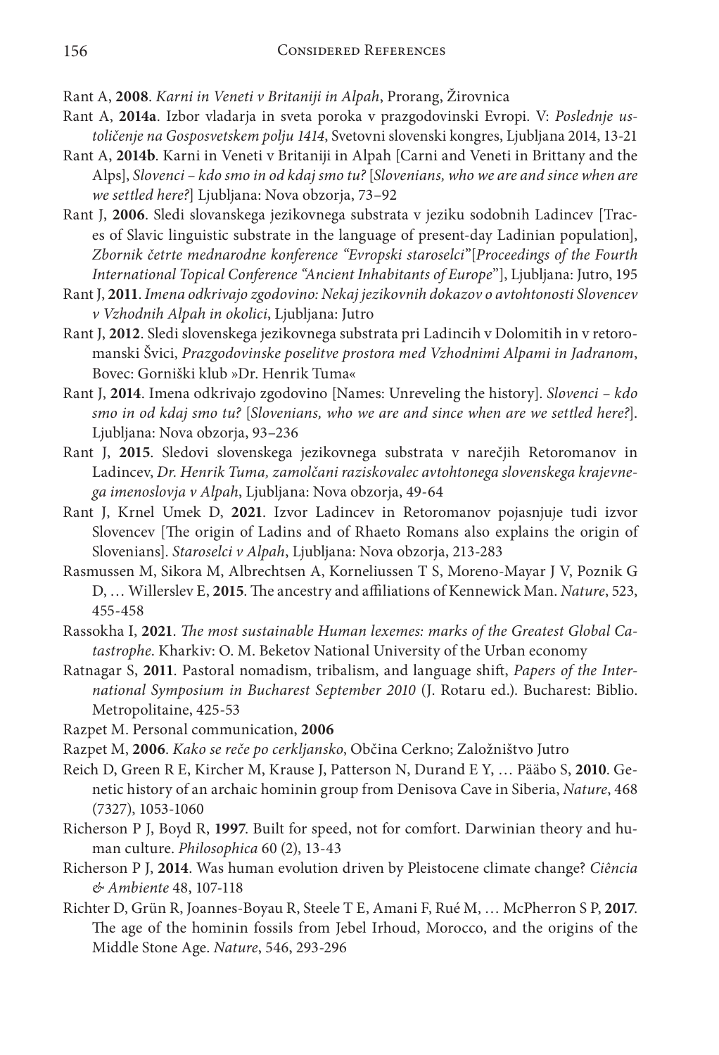Rant A, **2008**. *Karni in Veneti v Britaniji in Alpah*, Prorang, Žirovnica

Rant A, **2014a**. Izbor vladarja in sveta poroka v prazgodovinski Evropi. V: *Poslednje ustoličenje na Gosposvetskem polju 1414*, Svetovni slovenski kongres, Ljubljana 2014, 13-21

Rant A, **2014b**. Karni in Veneti v Britaniji in Alpah [Carni and Veneti in Brittany and the Alps], *Slovenci – kdo smo in od kdaj smo tu?* [*Slovenians, who we are and since when are we settled here?*] Ljubljana: Nova obzorja, 73–92

Rant J, **2006**. Sledi slovanskega jezikovnega substrata v jeziku sodobnih Ladincev [Traces of Slavic linguistic substrate in the language of present-day Ladinian population], *Zbornik četrte mednarodne konference "Evropski staroselci"*[*Proceedings of the Fourth International Topical Conference "Ancient Inhabitants of Europe"*], Ljubljana: Jutro, 195

Rant J, **2011**. *Imena odkrivajo zgodovino: Nekaj jezikovnih dokazov o avtohtonosti Slovencev v Vzhodnih Alpah in okolici*, Ljubljana: Jutro

Rant J, **2012**. Sledi slovenskega jezikovnega substrata pri Ladincih v Dolomitih in v retoromanski Švici, *Prazgodovinske poselitve prostora med Vzhodnimi Alpami in Jadranom*, Bovec: Gorniški klub »Dr. Henrik Tuma«

Rant J, **2014**. Imena odkrivajo zgodovino [Names: Unreveling the history]. *Slovenci – kdo smo in od kdaj smo tu?* [*Slovenians, who we are and since when are we settled here?*]. Ljubljana: Nova obzorja, 93–236

Rant J, **2015**. Sledovi slovenskega jezikovnega substrata v narečjih Retoromanov in Ladincev, *Dr. Henrik Tuma, zamolčani raziskovalec avtohtonega slovenskega krajevnega imenoslovja v Alpah*, Ljubljana: Nova obzorja, 49-64

Rant J, Krnel Umek D, **2021**. Izvor Ladincev in Retoromanov pojasnjuje tudi izvor Slovencev [The origin of Ladins and of Rhaeto Romans also explains the origin of Slovenians]. *Staroselci v Alpah*, Ljubljana: Nova obzorja, 213-283

Rasmussen M, Sikora M, Albrechtsen A, Korneliussen T S, Moreno-Mayar J V, Poznik G D, … Willerslev E, **2015**. The ancestry and affiliations of Kennewick Man. *Nature*, 523, 455-458

Rassokha I, **2021**. *The most sustainable Human lexemes: marks of the Greatest Global Catastrophe*. Kharkiv: O. M. Beketov National University of the Urban economy

Ratnagar S, **2011**. Pastoral nomadism, tribalism, and language shift, *Papers of the International Symposium in Bucharest September 2010* (J. Rotaru ed.). Bucharest: Biblio. Metropolitaine, 425-53

Razpet M. Personal communication, **2006**

Razpet M, **2006**. *Kako se reče po cerkljansko*, Občina Cerkno; Založništvo Jutro

Reich D, Green R E, Kircher M, Krause J, Patterson N, Durand E Y, … Pääbo S, **2010**. Genetic history of an archaic hominin group from Denisova Cave in Siberia, *Nature*, 468 (7327), 1053-1060

Richerson P J, Boyd R, **1997**. Built for speed, not for comfort. Darwinian theory and human culture. *Philosophica* 60 (2), 13-43

Richerson P J, **2014**. Was human evolution driven by Pleistocene climate change? *Ciência & Ambiente* 48, 107-118

Richter D, Grün R, Joannes-Boyau R, Steele T E, Amani F, Rué M, … McPherron S P, **2017**. The age of the hominin fossils from Jebel Irhoud, Morocco, and the origins of the Middle Stone Age. *Nature*, 546, 293-296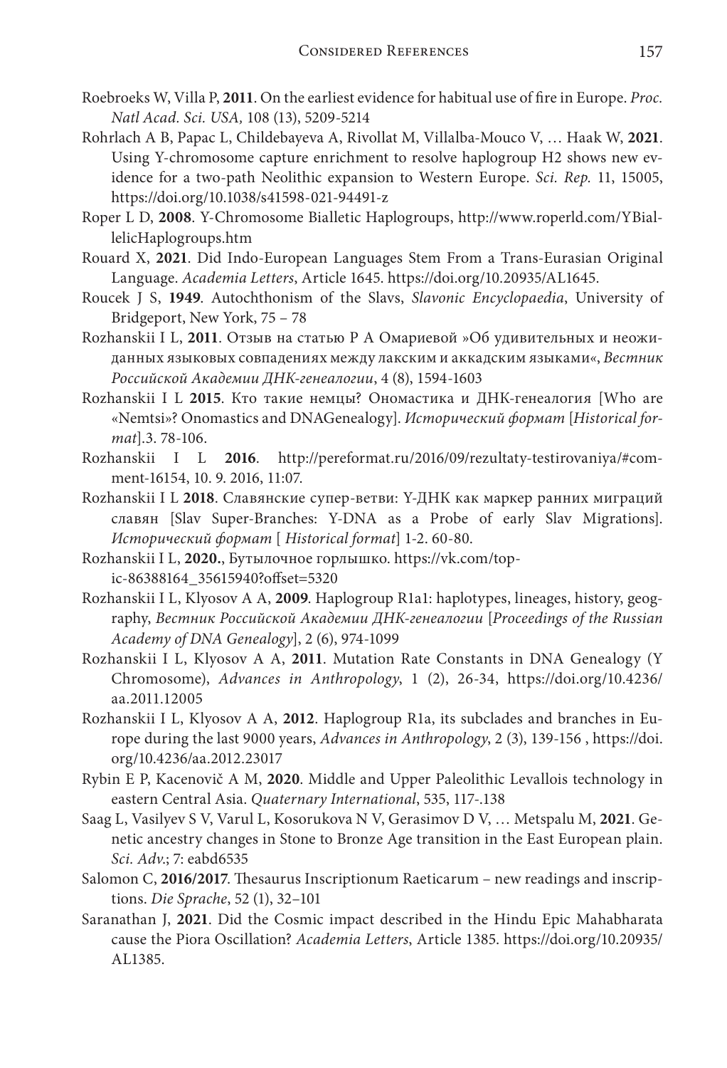Roebroeks W, Villa P, **2011**. On the earliest evidence for habitual use of fire in Europe. *Proc. Natl Acad. Sci. USA,* 108 (13), 5209-5214

Rohrlach A B, Papac L, Childebayeva A, Rivollat M, Villalba-Mouco V, … Haak W, **2021**. Using Y-chromosome capture enrichment to resolve haplogroup H2 shows new evidence for a two-path Neolithic expansion to Western Europe. *Sci. Rep.* 11, 15005, https://doi.org/10.1038/s41598-021-94491-z

Roper L D, **2008**. Y-Chromosome Bialletic Haplogroups, http://www.roperld.com/YBiallelicHaplogroups.htm

Rouard X, **2021**. Did Indo-European Languages Stem From a Trans-Eurasian Original Language. *Academia Letters*, Article 1645. https://doi.org/10.20935/AL1645.

Roucek J S, **1949**. Autochthonism of the Slavs, *Slavonic Encyclopaedia*, University of Bridgeport, New York, 75 – 78

Rozhanskii I L, **2011**. Отзыв на статью Р А Омариевой »Об удивительных и неожиданных языковых совпадениях между лакским и аккадским языками«, *Вестник Российской Академии ДНК-генеалогии*, 4 (8), 1594-1603

Rozhanskii I L **2015**. Кто такие немцы? Ономастика и ДНК-генеалогия [Who are «Nemtsi»? Onomastics and DNAGenealogy]. *Исторический формат* [*Historical format*].3. 78-106.

Rozhanskii I L **2016**. http://pereformat.ru/2016/09/rezultaty-testirovaniya/#comment-16154, 10. 9. 2016, 11:07.

Rozhanskii I L **2018**. Славянские супер-ветви: Y-ДНК как маркер ранних миграций славян [Slav Super-Branches: Y-DNA as a Probe of early Slav Migrations]. *Исторический формат* [ *Historical format*] 1-2. 60-80.

Rozhanskii I L, **2020.**, Бутылочное горлышко. https://vk.com/topic-86388164_35615940?offset=5320

Rozhanskii I L, Klyosov A A, **2009**. Haplogroup R1a1: haplotypes, lineages, history, geography, *Вестник Российской Академии ДНК-генеалогии* [*Proceedings of the Russian Academy of DNA Genealogy*], 2 (6), 974-1099

Rozhanskii I L, Klyosov A A, **2011**. Mutation Rate Constants in DNA Genealogy (Y Chromosome), *Advances in Anthropology*, 1 (2), 26-34, https://doi.org/10.4236/aa.2011.12005

Rozhanskii I L, Klyosov A A, **2012**. Haplogroup R1a, its subclades and branches in Europe during the last 9000 years, *Advances in Anthropology*, 2 (3), 139-156 , https://doi.org/10.4236/aa.2012.23017

Rybin E P, Kacenovič A M, **2020**. Middle and Upper Paleolithic Levallois technology in eastern Central Asia. *Quaternary International*, 535, 117-.138

Saag L, Vasilyev S V, Varul L, Kosorukova N V, Gerasimov D V, … Metspalu M, **2021**. Genetic ancestry changes in Stone to Bronze Age transition in the East European plain. *Sci. Adv.*; 7: eabd6535

Salomon C, **2016/2017**. Thesaurus Inscriptionum Raeticarum – new readings and inscriptions. *Die Sprache*, 52 (1), 32–101

Saranathan J, **2021**. Did the Cosmic impact described in the Hindu Epic Mahabharata cause the Piora Oscillation? *Academia Letters*, Article 1385. https://doi.org/10.20935/AL1385.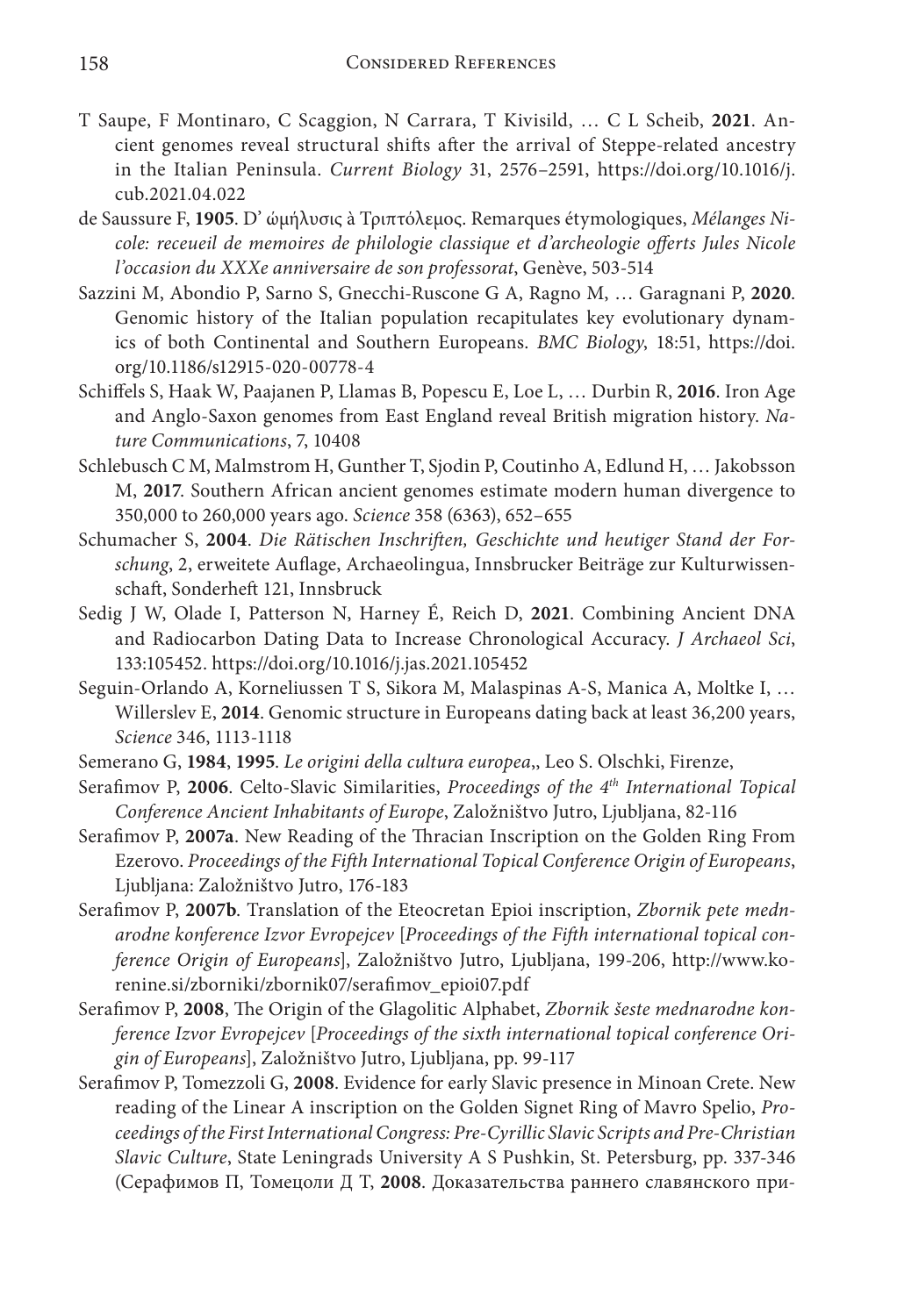T Saupe, F Montinaro, C Scaggion, N Carrara, T Kivisild, … C L Scheib, **2021**. Ancient genomes reveal structural shifts after the arrival of Steppe-related ancestry in the Italian Peninsula. *Current Biology* 31, 2576–2591, https://doi.org/10.1016/j.cub.2021.04.022

de Saussure F, **1905**. D' ὠμήλυσις à Τριπτόλεμος. Remarques étymologiques, *Mélanges Nicole: receueil de memoires de philologie classique et d'archeologie offerts Jules Nicole l'occasion du XXXe anniversaire de son professorat*, Genève, 503-514

Sazzini M, Abondio P, Sarno S, Gnecchi-Ruscone G A, Ragno M, … Garagnani P, **2020**. Genomic history of the Italian population recapitulates key evolutionary dynamics of both Continental and Southern Europeans. *BMC Biology*, 18:51, https://doi.org/10.1186/s12915-020-00778-4

Schiffels S, Haak W, Paajanen P, Llamas B, Popescu E, Loe L, … Durbin R, **2016**. Iron Age and Anglo-Saxon genomes from East England reveal British migration history. *Nature Communications*, 7, 10408

Schlebusch C M, Malmstrom H, Gunther T, Sjodin P, Coutinho A, Edlund H, … Jakobsson M, **2017**. Southern African ancient genomes estimate modern human divergence to 350,000 to 260,000 years ago. *Science* 358 (6363), 652–655

Schumacher S, **2004**. *Die Rätischen Inschriften, Geschichte und heutiger Stand der Forschung*, 2, erweitete Auflage, Archaeolingua, Innsbrucker Beiträge zur Kulturwissenschaft, Sonderheft 121, Innsbruck

Sedig J W, Olade I, Patterson N, Harney É, Reich D, **2021**. Combining Ancient DNA and Radiocarbon Dating Data to Increase Chronological Accuracy. *J Archaeol Sci*, 133:105452. https://doi.org/10.1016/j.jas.2021.105452

Seguin-Orlando A, Korneliussen T S, Sikora M, Malaspinas A-S, Manica A, Moltke I, … Willerslev E, **2014**. Genomic structure in Europeans dating back at least 36,200 years, *Science* 346, 1113-1118

Semerano G, **1984**, **1995**. *Le origini della cultura europea*,, Leo S. Olschki, Firenze,

Serafimov P, **2006**. Celto-Slavic Similarities, *Proceedings of the 4th International Topical Conference Ancient Inhabitants of Europe*, Založništvo Jutro, Ljubljana, 82-116

Serafimov P, **2007a**. New Reading of the Thracian Inscription on the Golden Ring From Ezerovo. *Proceedings of the Fifth International Topical Conference Origin of Europeans*, Ljubljana: Založništvo Jutro, 176-183

Serafimov P, **2007b**. Translation of the Eteocretan Epioi inscription, *Zbornik pete mednarodne konference Izvor Evropejcev* [*Proceedings of the Fifth international topical conference Origin of Europeans*], Založništvo Jutro, Ljubljana, 199-206, http://www.korenine.si/zborniki/zbornik07/serafimov_epioi07.pdf

Serafimov P, **2008**, The Origin of the Glagolitic Alphabet, *Zbornik šeste mednarodne konference Izvor Evropejcev* [*Proceedings of the sixth international topical conference Origin of Europeans*], Založništvo Jutro, Ljubljana, pp. 99-117

Serafimov P, Tomezzoli G, **2008**. Evidence for early Slavic presence in Minoan Crete. New reading of the Linear A inscription on the Golden Signet Ring of Mavro Spelio, *Proceedings of the First International Congress: Pre-Cyrillic Slavic Scripts and Pre-Christian Slavic Culture*, State Leningrads University A S Pushkin, St. Petersburg, pp. 337-346 (Серафимов П, Томецоли Д Т, **2008**. Доказательства раннего славянского при-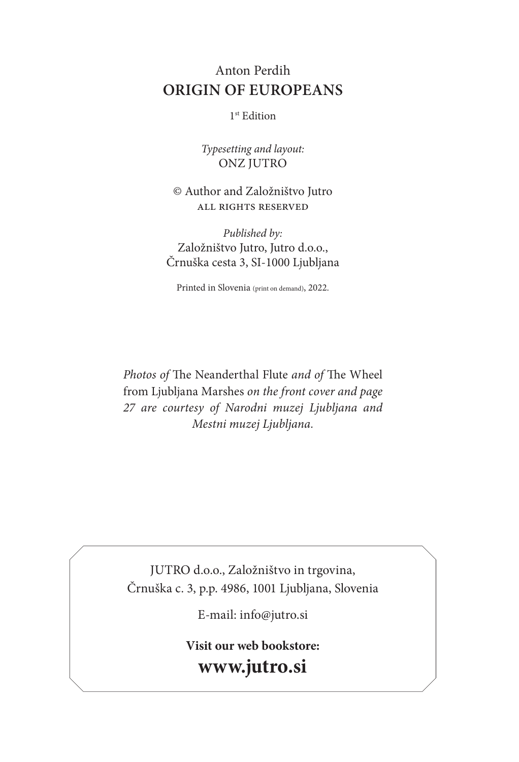Anton Perdih

**ORIGIN OF EUROPEANS**

1st Edition

*Typesetting and layout:*
ONZ JUTRO

© Author and Založništvo Jutro
ALL RIGHTS RESERVED

*Published by:*
Založništvo Jutro, Jutro d.o.o.,
Črnuška cesta 3, SI-1000 Ljubljana

Printed in Slovenia (print on demand), 2022.

*Photos of* The Neanderthal Flute *and of* The Wheel from Ljubljana Marshes *on the front cover and page 27 are courtesy of Narodni muzej Ljubljana and Mestni muzej Ljubljana.*

JUTRO d.o.o., Založništvo in trgovina,
Črnuška c. 3, p.p. 4986, 1001 Ljubljana, Slovenia

E-mail: info@jutro.si

**Visit our web bookstore:**

**www.jutro.si**